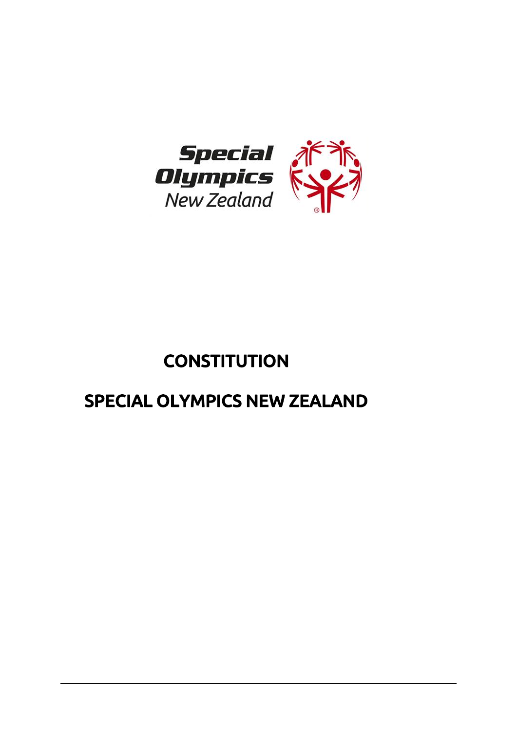# CONSTITUTION

# SPECIAL OLYMPICS NEW ZEALAND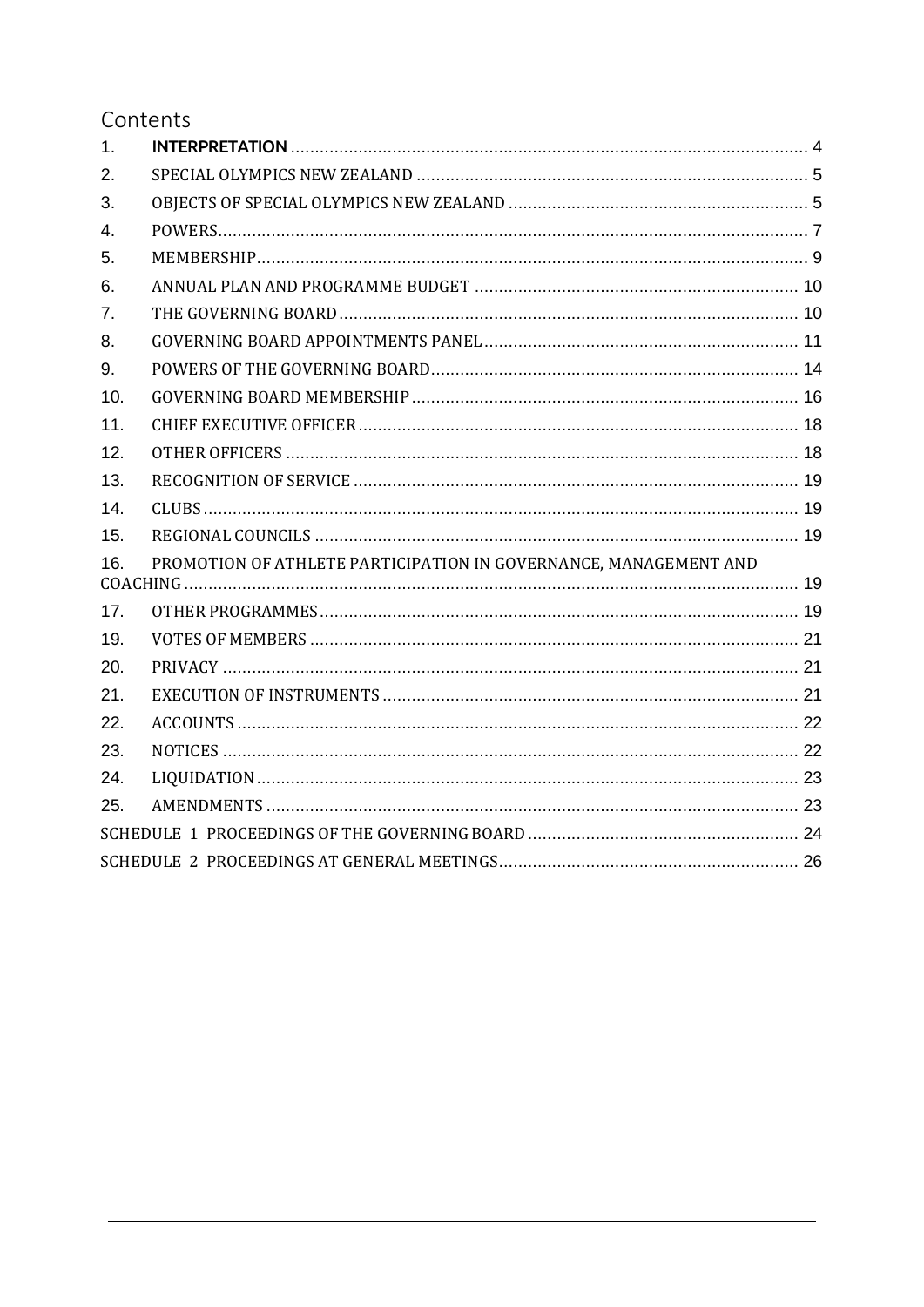# Contents

| | | |
|---|---|---|
| 1. | **INTERPRETATION** | 4 |
| 2. | SPECIAL OLYMPICS NEW ZEALAND | 5 |
| 3. | OBJECTS OF SPECIAL OLYMPICS NEW ZEALAND | 5 |
| 4. | POWERS | 7 |
| 5. | MEMBERSHIP | 9 |
| 6. | ANNUAL PLAN AND PROGRAMME BUDGET | 10 |
| 7. | THE GOVERNING BOARD | 10 |
| 8. | GOVERNING BOARD APPOINTMENTS PANEL | 11 |
| 9. | POWERS OF THE GOVERNING BOARD | 14 |
| 10. | GOVERNING BOARD MEMBERSHIP | 16 |
| 11. | CHIEF EXECUTIVE OFFICER | 18 |
| 12. | OTHER OFFICERS | 18 |
| 13. | RECOGNITION OF SERVICE | 19 |
| 14. | CLUBS | 19 |
| 15. | REGIONAL COUNCILS | 19 |
| 16. | PROMOTION OF ATHLETE PARTICIPATION IN GOVERNANCE, MANAGEMENT AND COACHING | 19 |
| 17. | OTHER PROGRAMMES | 19 |
| 19. | VOTES OF MEMBERS | 21 |
| 20. | PRIVACY | 21 |
| 21. | EXECUTION OF INSTRUMENTS | 21 |
| 22. | ACCOUNTS | 22 |
| 23. | NOTICES | 22 |
| 24. | LIQUIDATION | 23 |
| 25. | AMENDMENTS | 23 |
| | SCHEDULE 1 PROCEEDINGS OF THE GOVERNING BOARD | 24 |
| | SCHEDULE 2 PROCEEDINGS AT GENERAL MEETINGS | 26 |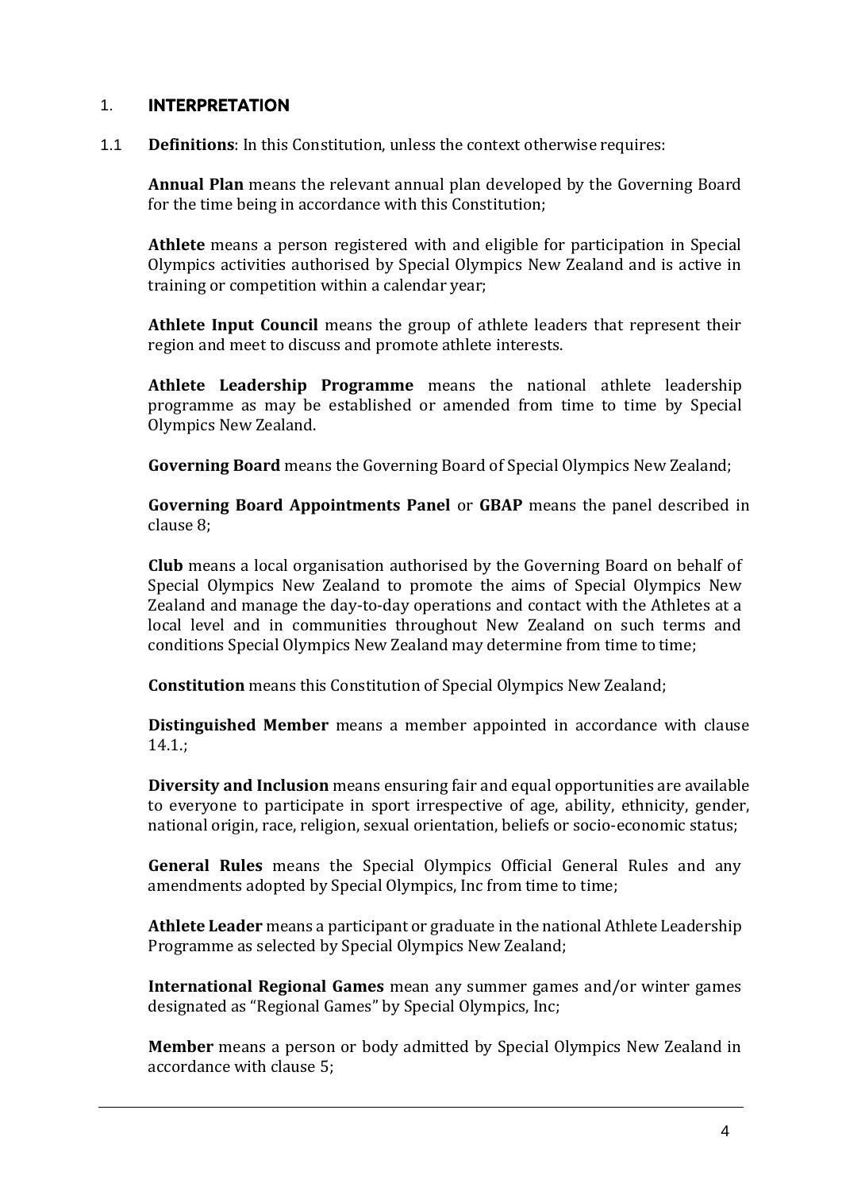## 1. INTERPRETATION

1.1 **Definitions**: In this Constitution, unless the context otherwise requires:

**Annual Plan** means the relevant annual plan developed by the Governing Board for the time being in accordance with this Constitution;

**Athlete** means a person registered with and eligible for participation in Special Olympics activities authorised by Special Olympics New Zealand and is active in training or competition within a calendar year;

**Athlete Input Council** means the group of athlete leaders that represent their region and meet to discuss and promote athlete interests.

**Athlete Leadership Programme** means the national athlete leadership programme as may be established or amended from time to time by Special Olympics New Zealand.

**Governing Board** means the Governing Board of Special Olympics New Zealand;

**Governing Board Appointments Panel** or **GBAP** means the panel described in clause 8;

**Club** means a local organisation authorised by the Governing Board on behalf of Special Olympics New Zealand to promote the aims of Special Olympics New Zealand and manage the day-to-day operations and contact with the Athletes at a local level and in communities throughout New Zealand on such terms and conditions Special Olympics New Zealand may determine from time to time;

**Constitution** means this Constitution of Special Olympics New Zealand;

**Distinguished Member** means a member appointed in accordance with clause 14.1.;

**Diversity and Inclusion** means ensuring fair and equal opportunities are available to everyone to participate in sport irrespective of age, ability, ethnicity, gender, national origin, race, religion, sexual orientation, beliefs or socio-economic status;

**General Rules** means the Special Olympics Official General Rules and any amendments adopted by Special Olympics, Inc from time to time;

**Athlete Leader** means a participant or graduate in the national Athlete Leadership Programme as selected by Special Olympics New Zealand;

**International Regional Games** mean any summer games and/or winter games designated as "Regional Games" by Special Olympics, Inc;

**Member** means a person or body admitted by Special Olympics New Zealand in accordance with clause 5;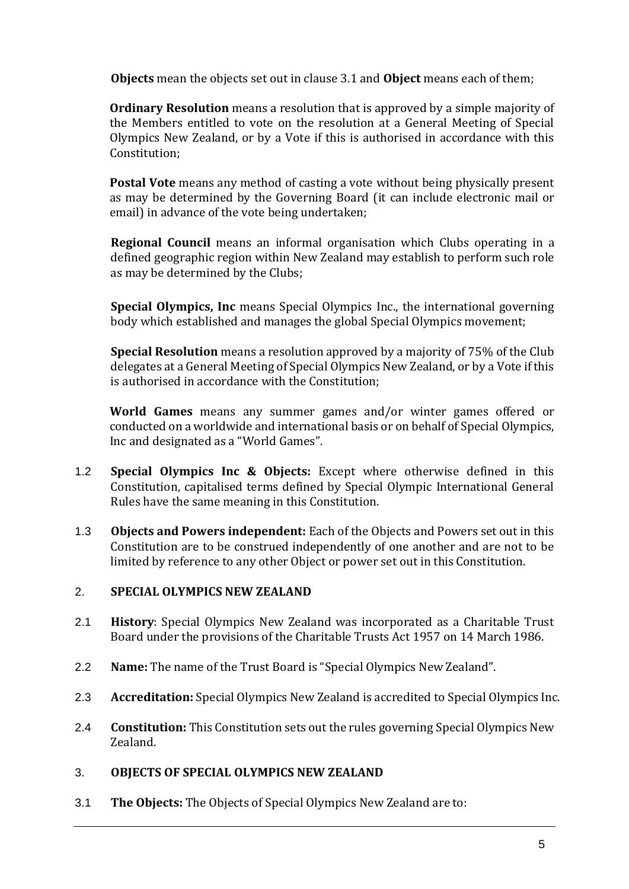**Objects** mean the objects set out in clause 3.1 and **Object** means each of them;

**Ordinary Resolution** means a resolution that is approved by a simple majority of the Members entitled to vote on the resolution at a General Meeting of Special Olympics New Zealand, or by a Vote if this is authorised in accordance with this Constitution;

**Postal Vote** means any method of casting a vote without being physically present as may be determined by the Governing Board (it can include electronic mail or email) in advance of the vote being undertaken;

**Regional Council** means an informal organisation which Clubs operating in a defined geographic region within New Zealand may establish to perform such role as may be determined by the Clubs;

**Special Olympics, Inc** means Special Olympics Inc., the international governing body which established and manages the global Special Olympics movement;

**Special Resolution** means a resolution approved by a majority of 75% of the Club delegates at a General Meeting of Special Olympics New Zealand, or by a Vote if this is authorised in accordance with the Constitution;

**World Games** means any summer games and/or winter games offered or conducted on a worldwide and international basis or on behalf of Special Olympics, Inc and designated as a "World Games".

1.2 **Special Olympics Inc & Objects:** Except where otherwise defined in this Constitution, capitalised terms defined by Special Olympic International General Rules have the same meaning in this Constitution.

1.3 **Objects and Powers independent:** Each of the Objects and Powers set out in this Constitution are to be construed independently of one another and are not to be limited by reference to any other Object or power set out in this Constitution.

## 2. SPECIAL OLYMPICS NEW ZEALAND

2.1 **History**: Special Olympics New Zealand was incorporated as a Charitable Trust Board under the provisions of the Charitable Trusts Act 1957 on 14 March 1986.

2.2 **Name:** The name of the Trust Board is "Special Olympics New Zealand".

2.3 **Accreditation:** Special Olympics New Zealand is accredited to Special Olympics Inc.

2.4 **Constitution:** This Constitution sets out the rules governing Special Olympics New Zealand.

## 3. OBJECTS OF SPECIAL OLYMPICS NEW ZEALAND

3.1 **The Objects:** The Objects of Special Olympics New Zealand are to: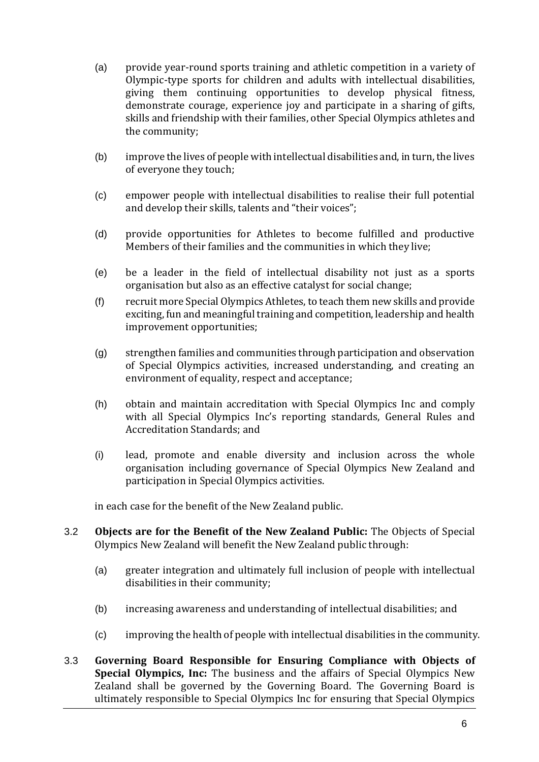(a) provide year-round sports training and athletic competition in a variety of Olympic-type sports for children and adults with intellectual disabilities, giving them continuing opportunities to develop physical fitness, demonstrate courage, experience joy and participate in a sharing of gifts, skills and friendship with their families, other Special Olympics athletes and the community;

(b) improve the lives of people with intellectual disabilities and, in turn, the lives of everyone they touch;

(c) empower people with intellectual disabilities to realise their full potential and develop their skills, talents and "their voices";

(d) provide opportunities for Athletes to become fulfilled and productive Members of their families and the communities in which they live;

(e) be a leader in the field of intellectual disability not just as a sports organisation but also as an effective catalyst for social change;

(f) recruit more Special Olympics Athletes, to teach them new skills and provide exciting, fun and meaningful training and competition, leadership and health improvement opportunities;

(g) strengthen families and communities through participation and observation of Special Olympics activities, increased understanding, and creating an environment of equality, respect and acceptance;

(h) obtain and maintain accreditation with Special Olympics Inc and comply with all Special Olympics Inc's reporting standards, General Rules and Accreditation Standards; and

(i) lead, promote and enable diversity and inclusion across the whole organisation including governance of Special Olympics New Zealand and participation in Special Olympics activities.

in each case for the benefit of the New Zealand public.

3.2 **Objects are for the Benefit of the New Zealand Public:** The Objects of Special Olympics New Zealand will benefit the New Zealand public through:

(a) greater integration and ultimately full inclusion of people with intellectual disabilities in their community;

(b) increasing awareness and understanding of intellectual disabilities; and

(c) improving the health of people with intellectual disabilities in the community.

3.3 **Governing Board Responsible for Ensuring Compliance with Objects of Special Olympics, Inc:** The business and the affairs of Special Olympics New Zealand shall be governed by the Governing Board. The Governing Board is ultimately responsible to Special Olympics Inc for ensuring that Special Olympics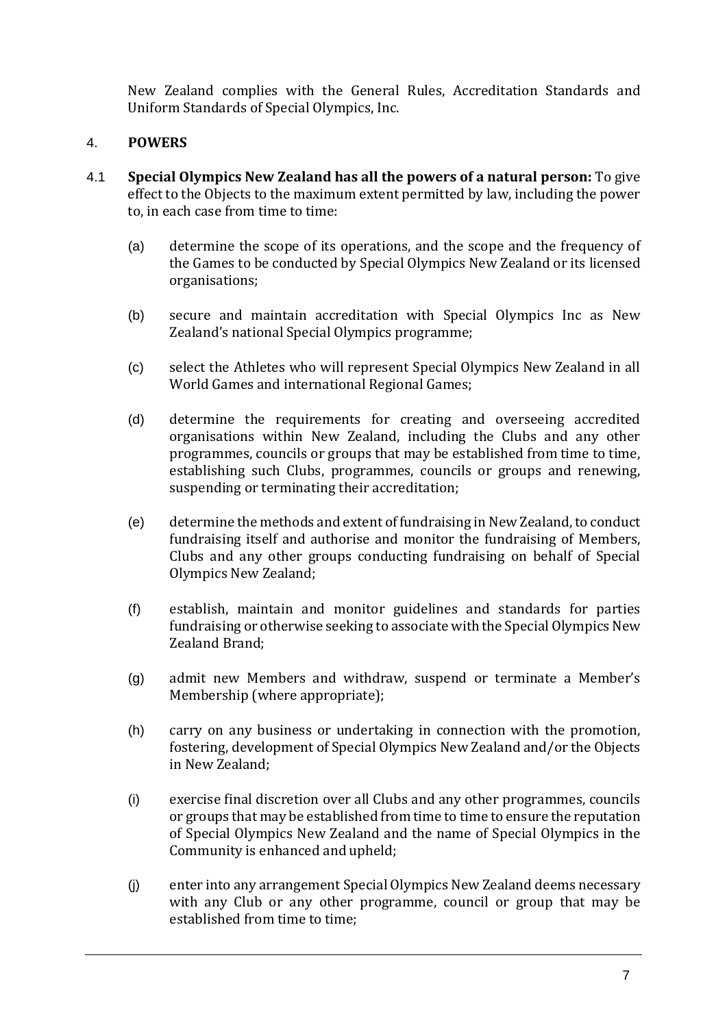New Zealand complies with the General Rules, Accreditation Standards and Uniform Standards of Special Olympics, Inc.

## 4. POWERS

4.1 **Special Olympics New Zealand has all the powers of a natural person:** To give effect to the Objects to the maximum extent permitted by law, including the power to, in each case from time to time:

(a) determine the scope of its operations, and the scope and the frequency of the Games to be conducted by Special Olympics New Zealand or its licensed organisations;

(b) secure and maintain accreditation with Special Olympics Inc as New Zealand's national Special Olympics programme;

(c) select the Athletes who will represent Special Olympics New Zealand in all World Games and international Regional Games;

(d) determine the requirements for creating and overseeing accredited organisations within New Zealand, including the Clubs and any other programmes, councils or groups that may be established from time to time, establishing such Clubs, programmes, councils or groups and renewing, suspending or terminating their accreditation;

(e) determine the methods and extent of fundraising in New Zealand, to conduct fundraising itself and authorise and monitor the fundraising of Members, Clubs and any other groups conducting fundraising on behalf of Special Olympics New Zealand;

(f) establish, maintain and monitor guidelines and standards for parties fundraising or otherwise seeking to associate with the Special Olympics New Zealand Brand;

(g) admit new Members and withdraw, suspend or terminate a Member's Membership (where appropriate);

(h) carry on any business or undertaking in connection with the promotion, fostering, development of Special Olympics New Zealand and/or the Objects in New Zealand;

(i) exercise final discretion over all Clubs and any other programmes, councils or groups that may be established from time to time to ensure the reputation of Special Olympics New Zealand and the name of Special Olympics in the Community is enhanced and upheld;

(j) enter into any arrangement Special Olympics New Zealand deems necessary with any Club or any other programme, council or group that may be established from time to time;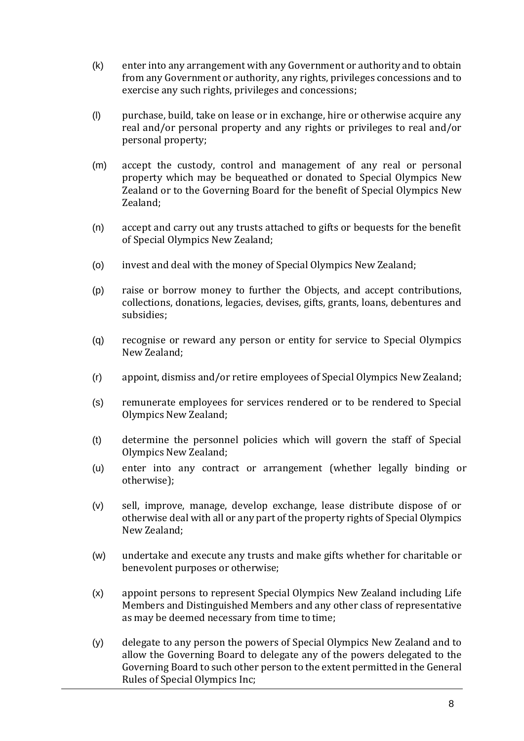(k) enter into any arrangement with any Government or authority and to obtain from any Government or authority, any rights, privileges concessions and to exercise any such rights, privileges and concessions;

(l) purchase, build, take on lease or in exchange, hire or otherwise acquire any real and/or personal property and any rights or privileges to real and/or personal property;

(m) accept the custody, control and management of any real or personal property which may be bequeathed or donated to Special Olympics New Zealand or to the Governing Board for the benefit of Special Olympics New Zealand;

(n) accept and carry out any trusts attached to gifts or bequests for the benefit of Special Olympics New Zealand;

(o) invest and deal with the money of Special Olympics New Zealand;

(p) raise or borrow money to further the Objects, and accept contributions, collections, donations, legacies, devises, gifts, grants, loans, debentures and subsidies;

(q) recognise or reward any person or entity for service to Special Olympics New Zealand;

(r) appoint, dismiss and/or retire employees of Special Olympics New Zealand;

(s) remunerate employees for services rendered or to be rendered to Special Olympics New Zealand;

(t) determine the personnel policies which will govern the staff of Special Olympics New Zealand;

(u) enter into any contract or arrangement (whether legally binding or otherwise);

(v) sell, improve, manage, develop exchange, lease distribute dispose of or otherwise deal with all or any part of the property rights of Special Olympics New Zealand;

(w) undertake and execute any trusts and make gifts whether for charitable or benevolent purposes or otherwise;

(x) appoint persons to represent Special Olympics New Zealand including Life Members and Distinguished Members and any other class of representative as may be deemed necessary from time to time;

(y) delegate to any person the powers of Special Olympics New Zealand and to allow the Governing Board to delegate any of the powers delegated to the Governing Board to such other person to the extent permitted in the General Rules of Special Olympics Inc;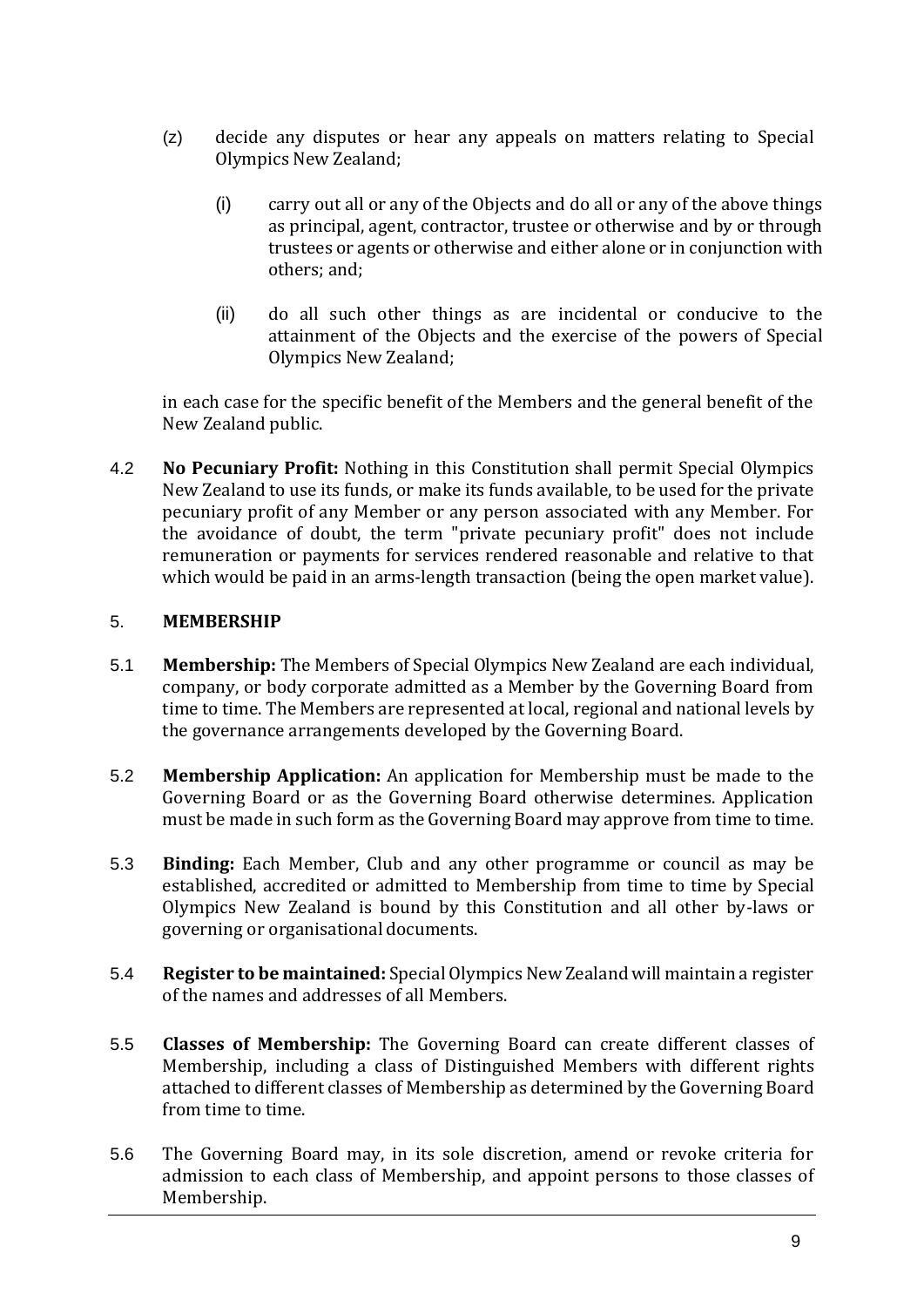(z) decide any disputes or hear any appeals on matters relating to Special Olympics New Zealand;

  (i) carry out all or any of the Objects and do all or any of the above things as principal, agent, contractor, trustee or otherwise and by or through trustees or agents or otherwise and either alone or in conjunction with others; and;

  (ii) do all such other things as are incidental or conducive to the attainment of the Objects and the exercise of the powers of Special Olympics New Zealand;

in each case for the specific benefit of the Members and the general benefit of the New Zealand public.

4.2 **No Pecuniary Profit:** Nothing in this Constitution shall permit Special Olympics New Zealand to use its funds, or make its funds available, to be used for the private pecuniary profit of any Member or any person associated with any Member. For the avoidance of doubt, the term "private pecuniary profit" does not include remuneration or payments for services rendered reasonable and relative to that which would be paid in an arms-length transaction (being the open market value).

## 5. MEMBERSHIP

5.1 **Membership:** The Members of Special Olympics New Zealand are each individual, company, or body corporate admitted as a Member by the Governing Board from time to time. The Members are represented at local, regional and national levels by the governance arrangements developed by the Governing Board.

5.2 **Membership Application:** An application for Membership must be made to the Governing Board or as the Governing Board otherwise determines. Application must be made in such form as the Governing Board may approve from time to time.

5.3 **Binding:** Each Member, Club and any other programme or council as may be established, accredited or admitted to Membership from time to time by Special Olympics New Zealand is bound by this Constitution and all other by-laws or governing or organisational documents.

5.4 **Register to be maintained:** Special Olympics New Zealand will maintain a register of the names and addresses of all Members.

5.5 **Classes of Membership:** The Governing Board can create different classes of Membership, including a class of Distinguished Members with different rights attached to different classes of Membership as determined by the Governing Board from time to time.

5.6 The Governing Board may, in its sole discretion, amend or revoke criteria for admission to each class of Membership, and appoint persons to those classes of Membership.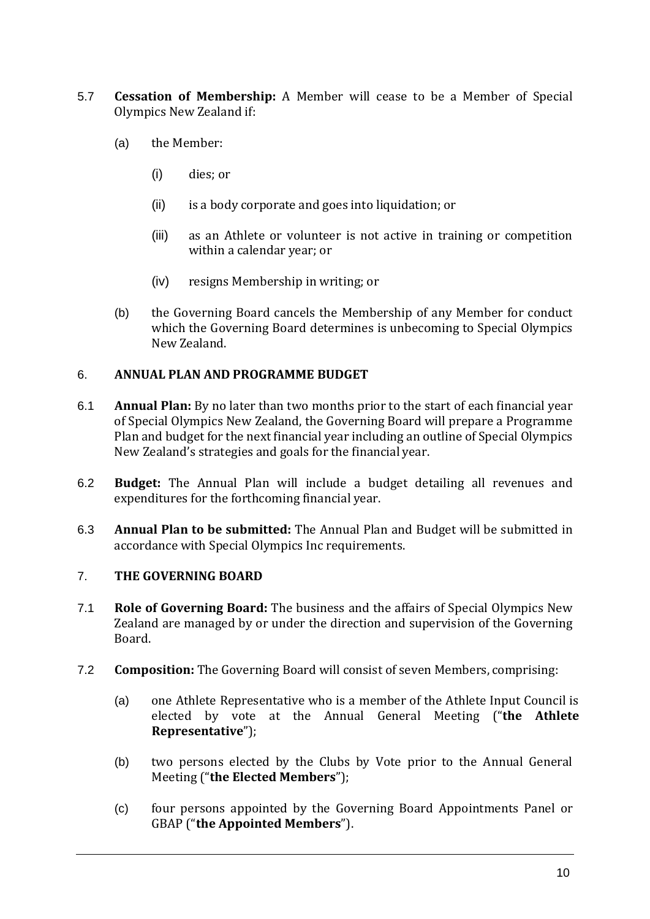5.7 **Cessation of Membership:** A Member will cease to be a Member of Special Olympics New Zealand if:

(a) the Member:

(i) dies; or

(ii) is a body corporate and goes into liquidation; or

(iii) as an Athlete or volunteer is not active in training or competition within a calendar year; or

(iv) resigns Membership in writing; or

(b) the Governing Board cancels the Membership of any Member for conduct which the Governing Board determines is unbecoming to Special Olympics New Zealand.

## 6. ANNUAL PLAN AND PROGRAMME BUDGET

6.1 **Annual Plan:** By no later than two months prior to the start of each financial year of Special Olympics New Zealand, the Governing Board will prepare a Programme Plan and budget for the next financial year including an outline of Special Olympics New Zealand's strategies and goals for the financial year.

6.2 **Budget:** The Annual Plan will include a budget detailing all revenues and expenditures for the forthcoming financial year.

6.3 **Annual Plan to be submitted:** The Annual Plan and Budget will be submitted in accordance with Special Olympics Inc requirements.

## 7. THE GOVERNING BOARD

7.1 **Role of Governing Board:** The business and the affairs of Special Olympics New Zealand are managed by or under the direction and supervision of the Governing Board.

7.2 **Composition:** The Governing Board will consist of seven Members, comprising:

(a) one Athlete Representative who is a member of the Athlete Input Council is elected by vote at the Annual General Meeting ("**the Athlete Representative**");

(b) two persons elected by the Clubs by Vote prior to the Annual General Meeting ("**the Elected Members**");

(c) four persons appointed by the Governing Board Appointments Panel or GBAP ("**the Appointed Members**").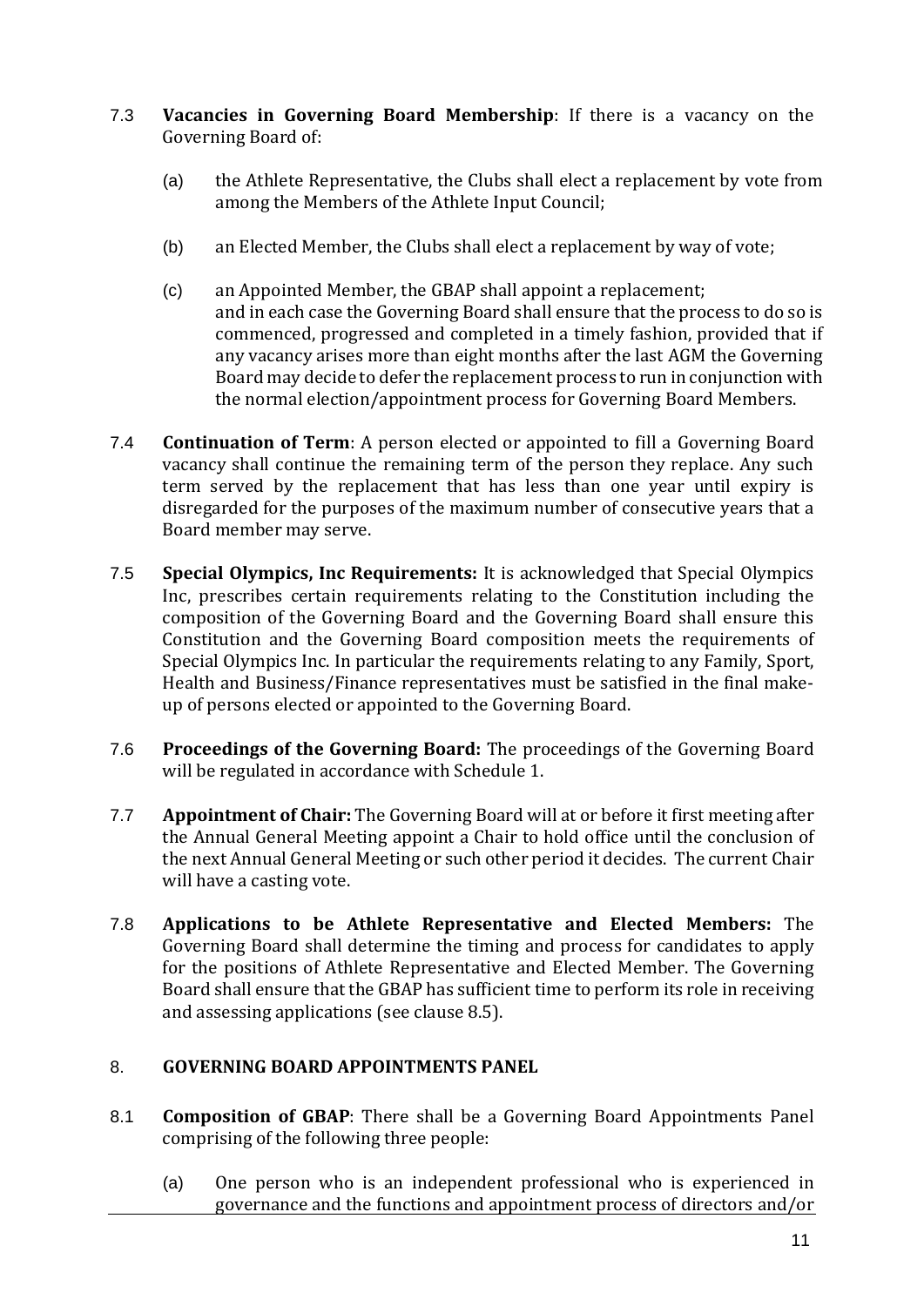7.3 **Vacancies in Governing Board Membership**: If there is a vacancy on the Governing Board of:

(a) the Athlete Representative, the Clubs shall elect a replacement by vote from among the Members of the Athlete Input Council;

(b) an Elected Member, the Clubs shall elect a replacement by way of vote;

(c) an Appointed Member, the GBAP shall appoint a replacement;
and in each case the Governing Board shall ensure that the process to do so is commenced, progressed and completed in a timely fashion, provided that if any vacancy arises more than eight months after the last AGM the Governing Board may decide to defer the replacement process to run in conjunction with the normal election/appointment process for Governing Board Members.

7.4 **Continuation of Term**: A person elected or appointed to fill a Governing Board vacancy shall continue the remaining term of the person they replace. Any such term served by the replacement that has less than one year until expiry is disregarded for the purposes of the maximum number of consecutive years that a Board member may serve.

7.5 **Special Olympics, Inc Requirements:** It is acknowledged that Special Olympics Inc, prescribes certain requirements relating to the Constitution including the composition of the Governing Board and the Governing Board shall ensure this Constitution and the Governing Board composition meets the requirements of Special Olympics Inc. In particular the requirements relating to any Family, Sport, Health and Business/Finance representatives must be satisfied in the final make-up of persons elected or appointed to the Governing Board.

7.6 **Proceedings of the Governing Board:** The proceedings of the Governing Board will be regulated in accordance with Schedule 1.

7.7 **Appointment of Chair:** The Governing Board will at or before it first meeting after the Annual General Meeting appoint a Chair to hold office until the conclusion of the next Annual General Meeting or such other period it decides. The current Chair will have a casting vote.

7.8 **Applications to be Athlete Representative and Elected Members:** The Governing Board shall determine the timing and process for candidates to apply for the positions of Athlete Representative and Elected Member. The Governing Board shall ensure that the GBAP has sufficient time to perform its role in receiving and assessing applications (see clause 8.5).

## 8. GOVERNING BOARD APPOINTMENTS PANEL

8.1 **Composition of GBAP**: There shall be a Governing Board Appointments Panel comprising of the following three people:

(a) One person who is an independent professional who is experienced in governance and the functions and appointment process of directors and/or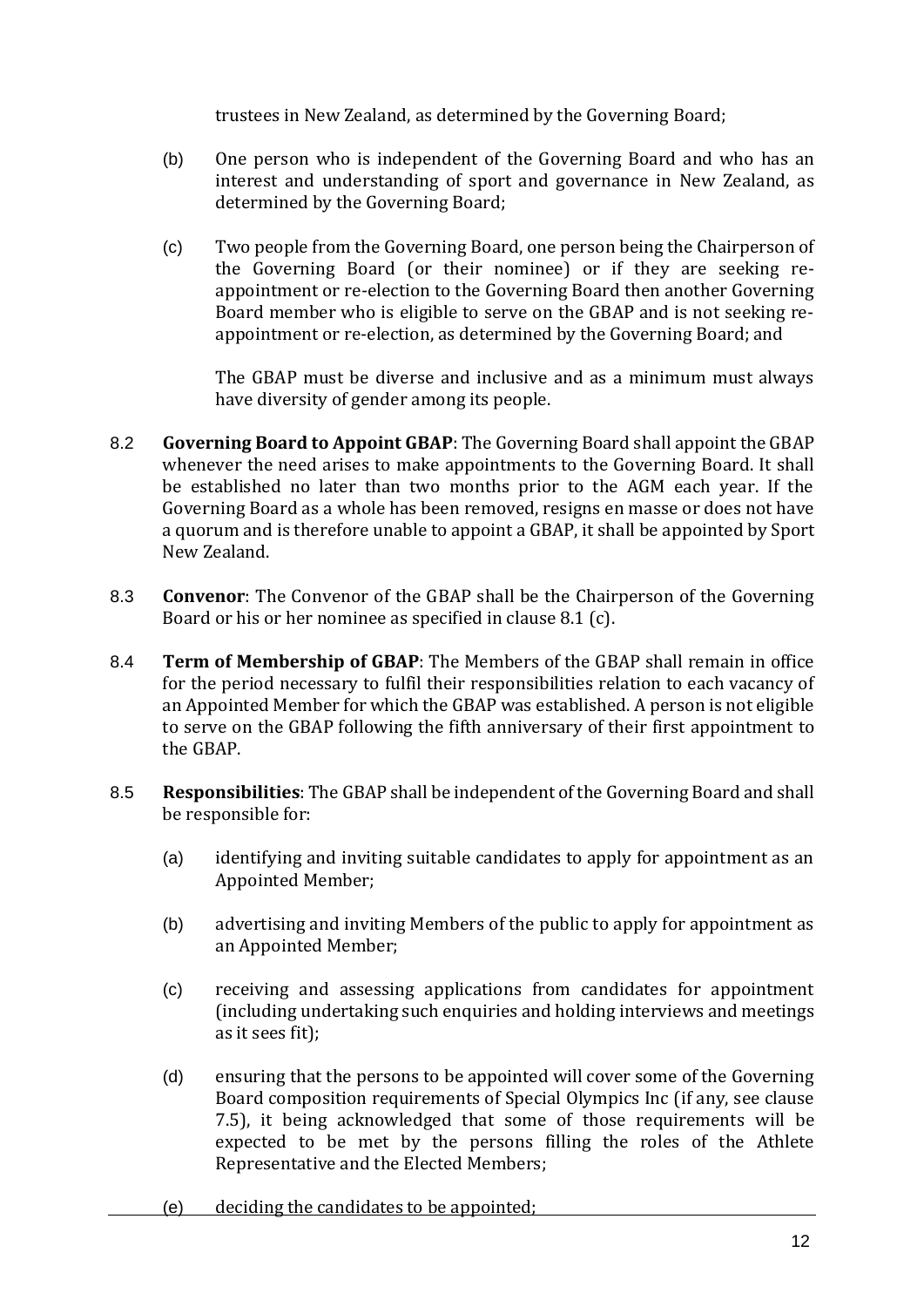trustees in New Zealand, as determined by the Governing Board;

(b) One person who is independent of the Governing Board and who has an interest and understanding of sport and governance in New Zealand, as determined by the Governing Board;

(c) Two people from the Governing Board, one person being the Chairperson of the Governing Board (or their nominee) or if they are seeking re-appointment or re-election to the Governing Board then another Governing Board member who is eligible to serve on the GBAP and is not seeking re-appointment or re-election, as determined by the Governing Board; and

The GBAP must be diverse and inclusive and as a minimum must always have diversity of gender among its people.

8.2 **Governing Board to Appoint GBAP**: The Governing Board shall appoint the GBAP whenever the need arises to make appointments to the Governing Board. It shall be established no later than two months prior to the AGM each year. If the Governing Board as a whole has been removed, resigns en masse or does not have a quorum and is therefore unable to appoint a GBAP, it shall be appointed by Sport New Zealand.

8.3 **Convenor**: The Convenor of the GBAP shall be the Chairperson of the Governing Board or his or her nominee as specified in clause 8.1 (c).

8.4 **Term of Membership of GBAP**: The Members of the GBAP shall remain in office for the period necessary to fulfil their responsibilities relation to each vacancy of an Appointed Member for which the GBAP was established. A person is not eligible to serve on the GBAP following the fifth anniversary of their first appointment to the GBAP.

8.5 **Responsibilities**: The GBAP shall be independent of the Governing Board and shall be responsible for:

(a) identifying and inviting suitable candidates to apply for appointment as an Appointed Member;

(b) advertising and inviting Members of the public to apply for appointment as an Appointed Member;

(c) receiving and assessing applications from candidates for appointment (including undertaking such enquiries and holding interviews and meetings as it sees fit);

(d) ensuring that the persons to be appointed will cover some of the Governing Board composition requirements of Special Olympics Inc (if any, see clause 7.5), it being acknowledged that some of those requirements will be expected to be met by the persons filling the roles of the Athlete Representative and the Elected Members;

(e) deciding the candidates to be appointed;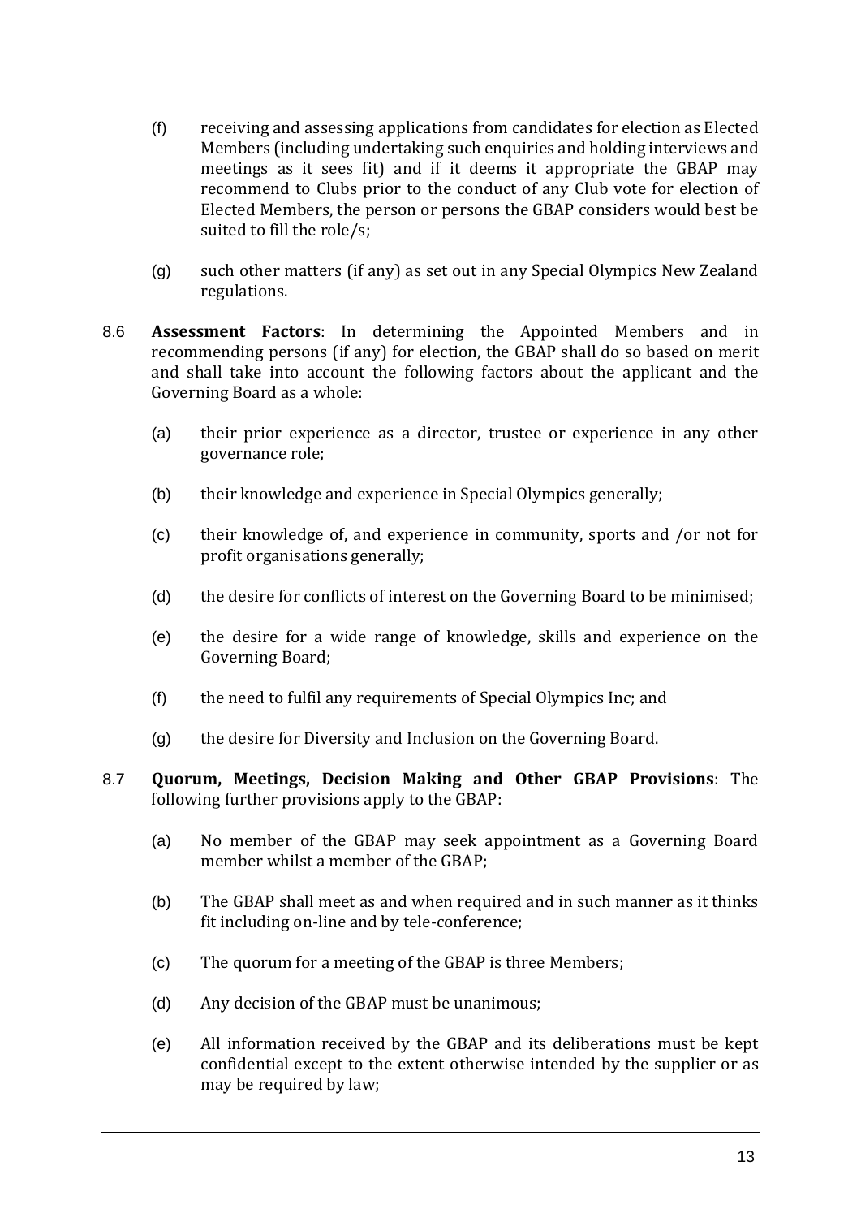(f) receiving and assessing applications from candidates for election as Elected Members (including undertaking such enquiries and holding interviews and meetings as it sees fit) and if it deems it appropriate the GBAP may recommend to Clubs prior to the conduct of any Club vote for election of Elected Members, the person or persons the GBAP considers would best be suited to fill the role/s;

(g) such other matters (if any) as set out in any Special Olympics New Zealand regulations.

8.6 **Assessment Factors**: In determining the Appointed Members and in recommending persons (if any) for election, the GBAP shall do so based on merit and shall take into account the following factors about the applicant and the Governing Board as a whole:

(a) their prior experience as a director, trustee or experience in any other governance role;

(b) their knowledge and experience in Special Olympics generally;

(c) their knowledge of, and experience in community, sports and /or not for profit organisations generally;

(d) the desire for conflicts of interest on the Governing Board to be minimised;

(e) the desire for a wide range of knowledge, skills and experience on the Governing Board;

(f) the need to fulfil any requirements of Special Olympics Inc; and

(g) the desire for Diversity and Inclusion on the Governing Board.

8.7 **Quorum, Meetings, Decision Making and Other GBAP Provisions**: The following further provisions apply to the GBAP:

(a) No member of the GBAP may seek appointment as a Governing Board member whilst a member of the GBAP;

(b) The GBAP shall meet as and when required and in such manner as it thinks fit including on-line and by tele-conference;

(c) The quorum for a meeting of the GBAP is three Members;

(d) Any decision of the GBAP must be unanimous;

(e) All information received by the GBAP and its deliberations must be kept confidential except to the extent otherwise intended by the supplier or as may be required by law;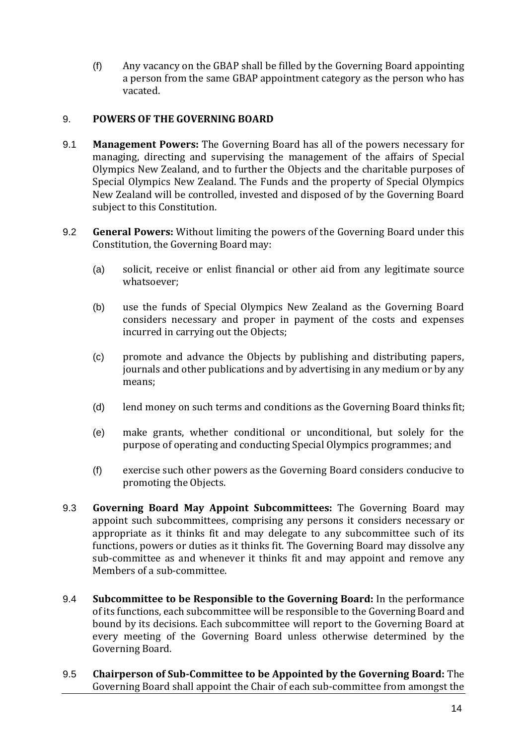(f) Any vacancy on the GBAP shall be filled by the Governing Board appointing a person from the same GBAP appointment category as the person who has vacated.

## 9. POWERS OF THE GOVERNING BOARD

9.1 **Management Powers:** The Governing Board has all of the powers necessary for managing, directing and supervising the management of the affairs of Special Olympics New Zealand, and to further the Objects and the charitable purposes of Special Olympics New Zealand. The Funds and the property of Special Olympics New Zealand will be controlled, invested and disposed of by the Governing Board subject to this Constitution.

9.2 **General Powers:** Without limiting the powers of the Governing Board under this Constitution, the Governing Board may:

(a) solicit, receive or enlist financial or other aid from any legitimate source whatsoever;

(b) use the funds of Special Olympics New Zealand as the Governing Board considers necessary and proper in payment of the costs and expenses incurred in carrying out the Objects;

(c) promote and advance the Objects by publishing and distributing papers, journals and other publications and by advertising in any medium or by any means;

(d) lend money on such terms and conditions as the Governing Board thinks fit;

(e) make grants, whether conditional or unconditional, but solely for the purpose of operating and conducting Special Olympics programmes; and

(f) exercise such other powers as the Governing Board considers conducive to promoting the Objects.

9.3 **Governing Board May Appoint Subcommittees:** The Governing Board may appoint such subcommittees, comprising any persons it considers necessary or appropriate as it thinks fit and may delegate to any subcommittee such of its functions, powers or duties as it thinks fit. The Governing Board may dissolve any sub-committee as and whenever it thinks fit and may appoint and remove any Members of a sub-committee.

9.4 **Subcommittee to be Responsible to the Governing Board:** In the performance of its functions, each subcommittee will be responsible to the Governing Board and bound by its decisions. Each subcommittee will report to the Governing Board at every meeting of the Governing Board unless otherwise determined by the Governing Board.

9.5 **Chairperson of Sub-Committee to be Appointed by the Governing Board:** The Governing Board shall appoint the Chair of each sub-committee from amongst the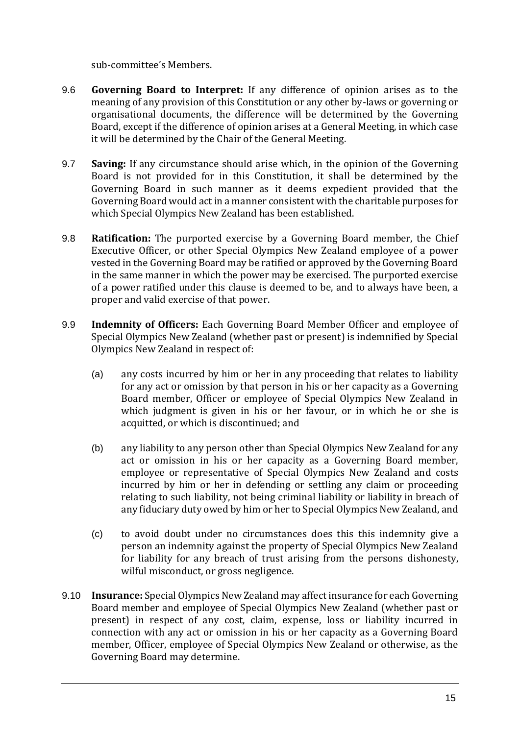sub-committee's Members.

9.6 **Governing Board to Interpret:** If any difference of opinion arises as to the meaning of any provision of this Constitution or any other by-laws or governing or organisational documents, the difference will be determined by the Governing Board, except if the difference of opinion arises at a General Meeting, in which case it will be determined by the Chair of the General Meeting.

9.7 **Saving:** If any circumstance should arise which, in the opinion of the Governing Board is not provided for in this Constitution, it shall be determined by the Governing Board in such manner as it deems expedient provided that the Governing Board would act in a manner consistent with the charitable purposes for which Special Olympics New Zealand has been established.

9.8 **Ratification:** The purported exercise by a Governing Board member, the Chief Executive Officer, or other Special Olympics New Zealand employee of a power vested in the Governing Board may be ratified or approved by the Governing Board in the same manner in which the power may be exercised. The purported exercise of a power ratified under this clause is deemed to be, and to always have been, a proper and valid exercise of that power.

9.9 **Indemnity of Officers:** Each Governing Board Member Officer and employee of Special Olympics New Zealand (whether past or present) is indemnified by Special Olympics New Zealand in respect of:

(a) any costs incurred by him or her in any proceeding that relates to liability for any act or omission by that person in his or her capacity as a Governing Board member, Officer or employee of Special Olympics New Zealand in which judgment is given in his or her favour, or in which he or she is acquitted, or which is discontinued; and

(b) any liability to any person other than Special Olympics New Zealand for any act or omission in his or her capacity as a Governing Board member, employee or representative of Special Olympics New Zealand and costs incurred by him or her in defending or settling any claim or proceeding relating to such liability, not being criminal liability or liability in breach of any fiduciary duty owed by him or her to Special Olympics New Zealand, and

(c) to avoid doubt under no circumstances does this this indemnity give a person an indemnity against the property of Special Olympics New Zealand for liability for any breach of trust arising from the persons dishonesty, wilful misconduct, or gross negligence.

9.10 **Insurance:** Special Olympics New Zealand may affect insurance for each Governing Board member and employee of Special Olympics New Zealand (whether past or present) in respect of any cost, claim, expense, loss or liability incurred in connection with any act or omission in his or her capacity as a Governing Board member, Officer, employee of Special Olympics New Zealand or otherwise, as the Governing Board may determine.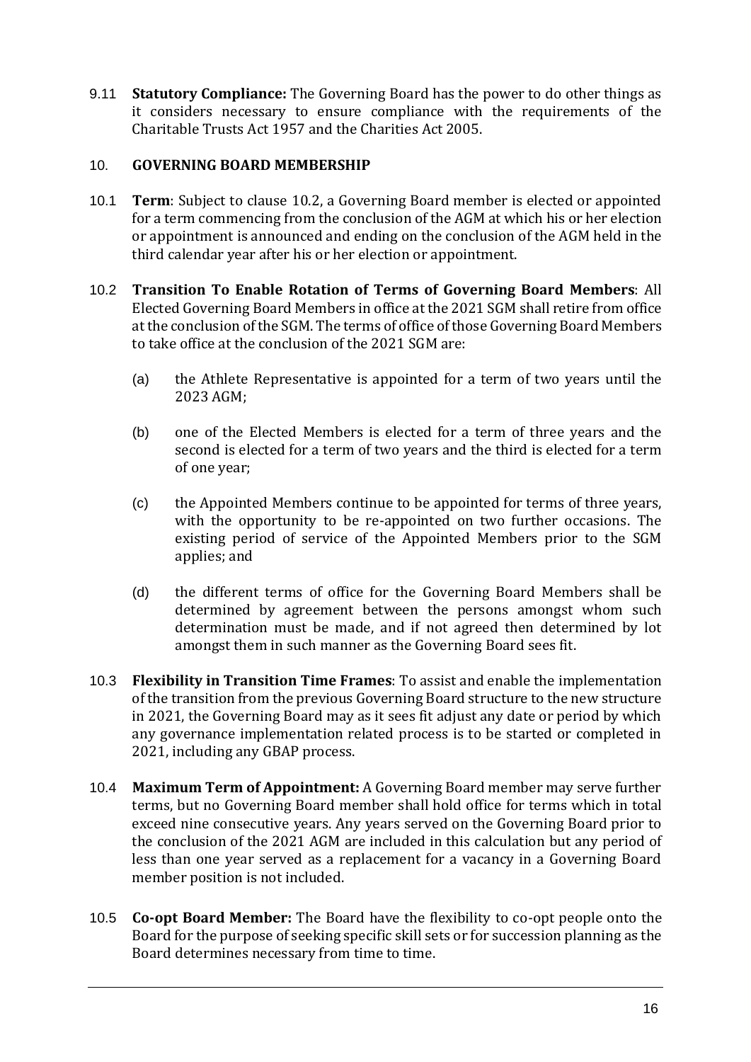9.11 **Statutory Compliance:** The Governing Board has the power to do other things as it considers necessary to ensure compliance with the requirements of the Charitable Trusts Act 1957 and the Charities Act 2005.

## 10. GOVERNING BOARD MEMBERSHIP

10.1 **Term**: Subject to clause 10.2, a Governing Board member is elected or appointed for a term commencing from the conclusion of the AGM at which his or her election or appointment is announced and ending on the conclusion of the AGM held in the third calendar year after his or her election or appointment.

10.2 **Transition To Enable Rotation of Terms of Governing Board Members**: All Elected Governing Board Members in office at the 2021 SGM shall retire from office at the conclusion of the SGM. The terms of office of those Governing Board Members to take office at the conclusion of the 2021 SGM are:

(a) the Athlete Representative is appointed for a term of two years until the 2023 AGM;

(b) one of the Elected Members is elected for a term of three years and the second is elected for a term of two years and the third is elected for a term of one year;

(c) the Appointed Members continue to be appointed for terms of three years, with the opportunity to be re-appointed on two further occasions. The existing period of service of the Appointed Members prior to the SGM applies; and

(d) the different terms of office for the Governing Board Members shall be determined by agreement between the persons amongst whom such determination must be made, and if not agreed then determined by lot amongst them in such manner as the Governing Board sees fit.

10.3 **Flexibility in Transition Time Frames**: To assist and enable the implementation of the transition from the previous Governing Board structure to the new structure in 2021, the Governing Board may as it sees fit adjust any date or period by which any governance implementation related process is to be started or completed in 2021, including any GBAP process.

10.4 **Maximum Term of Appointment:** A Governing Board member may serve further terms, but no Governing Board member shall hold office for terms which in total exceed nine consecutive years. Any years served on the Governing Board prior to the conclusion of the 2021 AGM are included in this calculation but any period of less than one year served as a replacement for a vacancy in a Governing Board member position is not included.

10.5 **Co-opt Board Member:** The Board have the flexibility to co-opt people onto the Board for the purpose of seeking specific skill sets or for succession planning as the Board determines necessary from time to time.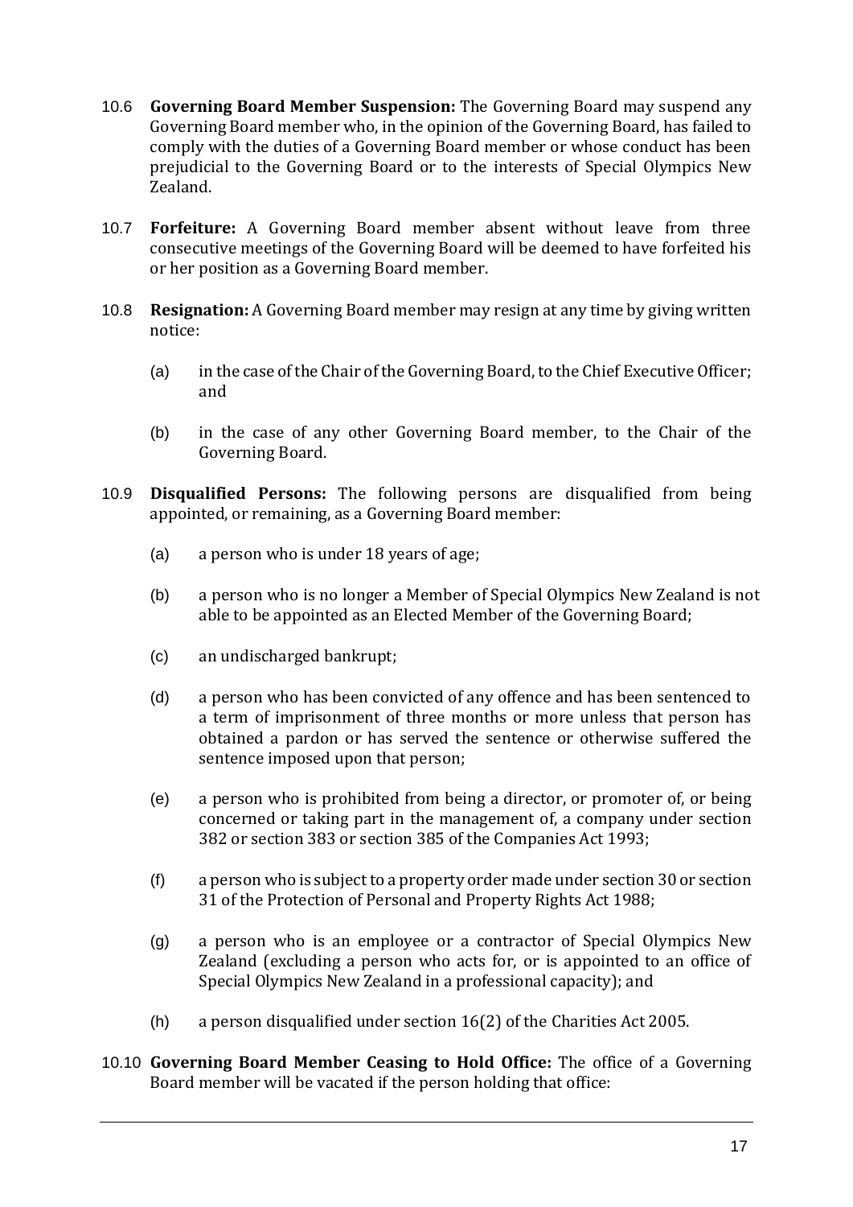10.6 **Governing Board Member Suspension:** The Governing Board may suspend any Governing Board member who, in the opinion of the Governing Board, has failed to comply with the duties of a Governing Board member or whose conduct has been prejudicial to the Governing Board or to the interests of Special Olympics New Zealand.

10.7 **Forfeiture:** A Governing Board member absent without leave from three consecutive meetings of the Governing Board will be deemed to have forfeited his or her position as a Governing Board member.

10.8 **Resignation:** A Governing Board member may resign at any time by giving written notice:

(a) in the case of the Chair of the Governing Board, to the Chief Executive Officer; and

(b) in the case of any other Governing Board member, to the Chair of the Governing Board.

10.9 **Disqualified Persons:** The following persons are disqualified from being appointed, or remaining, as a Governing Board member:

(a) a person who is under 18 years of age;

(b) a person who is no longer a Member of Special Olympics New Zealand is not able to be appointed as an Elected Member of the Governing Board;

(c) an undischarged bankrupt;

(d) a person who has been convicted of any offence and has been sentenced to a term of imprisonment of three months or more unless that person has obtained a pardon or has served the sentence or otherwise suffered the sentence imposed upon that person;

(e) a person who is prohibited from being a director, or promoter of, or being concerned or taking part in the management of, a company under section 382 or section 383 or section 385 of the Companies Act 1993;

(f) a person who is subject to a property order made under section 30 or section 31 of the Protection of Personal and Property Rights Act 1988;

(g) a person who is an employee or a contractor of Special Olympics New Zealand (excluding a person who acts for, or is appointed to an office of Special Olympics New Zealand in a professional capacity); and

(h) a person disqualified under section 16(2) of the Charities Act 2005.

10.10 **Governing Board Member Ceasing to Hold Office:** The office of a Governing Board member will be vacated if the person holding that office: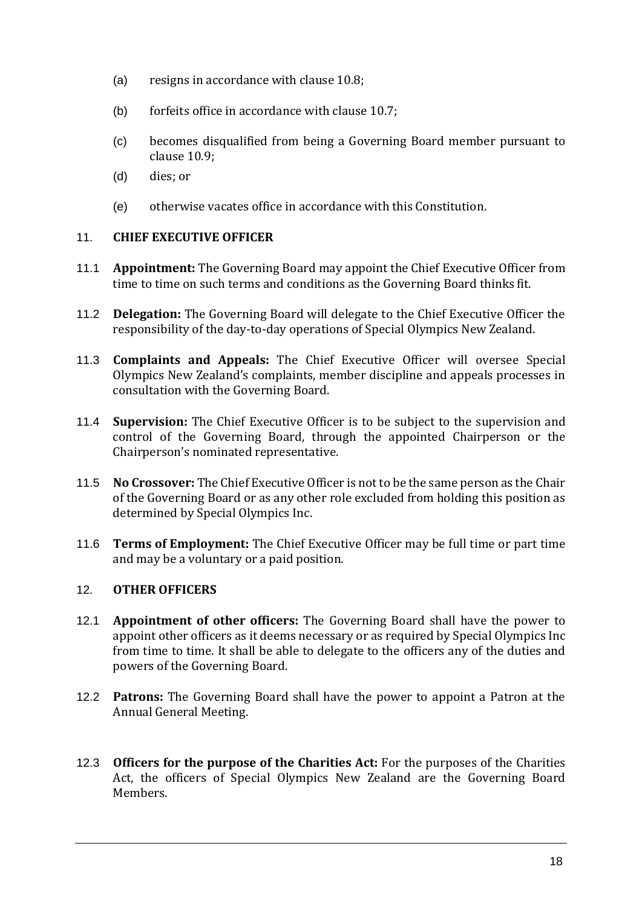(a) resigns in accordance with clause 10.8;

(b) forfeits office in accordance with clause 10.7;

(c) becomes disqualified from being a Governing Board member pursuant to clause 10.9;

(d) dies; or

(e) otherwise vacates office in accordance with this Constitution.

## 11. CHIEF EXECUTIVE OFFICER

11.1 **Appointment:** The Governing Board may appoint the Chief Executive Officer from time to time on such terms and conditions as the Governing Board thinks fit.

11.2 **Delegation:** The Governing Board will delegate to the Chief Executive Officer the responsibility of the day-to-day operations of Special Olympics New Zealand.

11.3 **Complaints and Appeals:** The Chief Executive Officer will oversee Special Olympics New Zealand's complaints, member discipline and appeals processes in consultation with the Governing Board.

11.4 **Supervision:** The Chief Executive Officer is to be subject to the supervision and control of the Governing Board, through the appointed Chairperson or the Chairperson's nominated representative.

11.5 **No Crossover:** The Chief Executive Officer is not to be the same person as the Chair of the Governing Board or as any other role excluded from holding this position as determined by Special Olympics Inc.

11.6 **Terms of Employment:** The Chief Executive Officer may be full time or part time and may be a voluntary or a paid position.

## 12. OTHER OFFICERS

12.1 **Appointment of other officers:** The Governing Board shall have the power to appoint other officers as it deems necessary or as required by Special Olympics Inc from time to time. It shall be able to delegate to the officers any of the duties and powers of the Governing Board.

12.2 **Patrons:** The Governing Board shall have the power to appoint a Patron at the Annual General Meeting.

12.3 **Officers for the purpose of the Charities Act:** For the purposes of the Charities Act, the officers of Special Olympics New Zealand are the Governing Board Members.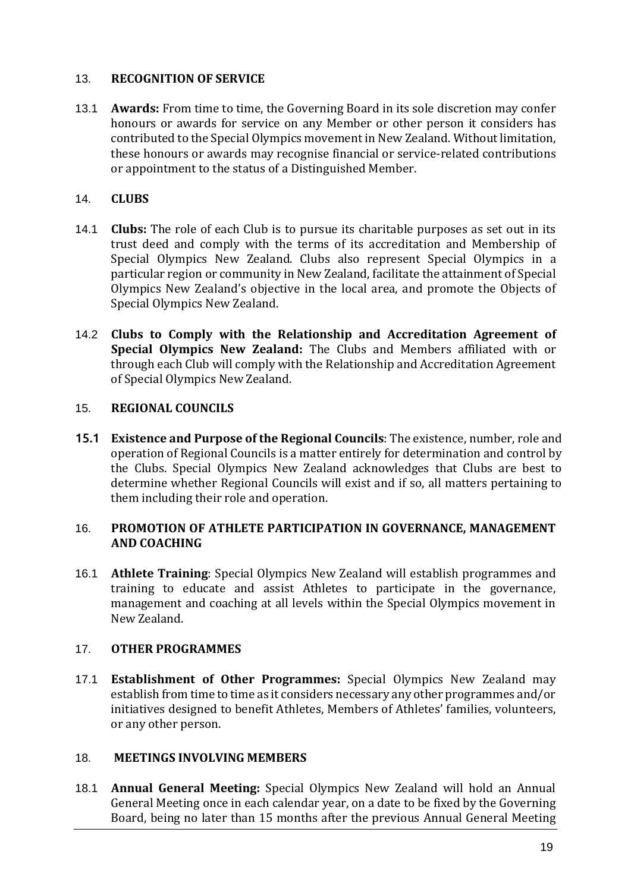## 13. RECOGNITION OF SERVICE

13.1 **Awards:** From time to time, the Governing Board in its sole discretion may confer honours or awards for service on any Member or other person it considers has contributed to the Special Olympics movement in New Zealand. Without limitation, these honours or awards may recognise financial or service-related contributions or appointment to the status of a Distinguished Member.

## 14. CLUBS

14.1 **Clubs:** The role of each Club is to pursue its charitable purposes as set out in its trust deed and comply with the terms of its accreditation and Membership of Special Olympics New Zealand. Clubs also represent Special Olympics in a particular region or community in New Zealand, facilitate the attainment of Special Olympics New Zealand's objective in the local area, and promote the Objects of Special Olympics New Zealand.

14.2 **Clubs to Comply with the Relationship and Accreditation Agreement of Special Olympics New Zealand:** The Clubs and Members affiliated with or through each Club will comply with the Relationship and Accreditation Agreement of Special Olympics New Zealand.

## 15. REGIONAL COUNCILS

15.1 **Existence and Purpose of the Regional Councils**: The existence, number, role and operation of Regional Councils is a matter entirely for determination and control by the Clubs. Special Olympics New Zealand acknowledges that Clubs are best to determine whether Regional Councils will exist and if so, all matters pertaining to them including their role and operation.

## 16. PROMOTION OF ATHLETE PARTICIPATION IN GOVERNANCE, MANAGEMENT AND COACHING

16.1 **Athlete Training**: Special Olympics New Zealand will establish programmes and training to educate and assist Athletes to participate in the governance, management and coaching at all levels within the Special Olympics movement in New Zealand.

## 17. OTHER PROGRAMMES

17.1 **Establishment of Other Programmes:** Special Olympics New Zealand may establish from time to time as it considers necessary any other programmes and/or initiatives designed to benefit Athletes, Members of Athletes' families, volunteers, or any other person.

## 18. MEETINGS INVOLVING MEMBERS

18.1 **Annual General Meeting:** Special Olympics New Zealand will hold an Annual General Meeting once in each calendar year, on a date to be fixed by the Governing Board, being no later than 15 months after the previous Annual General Meeting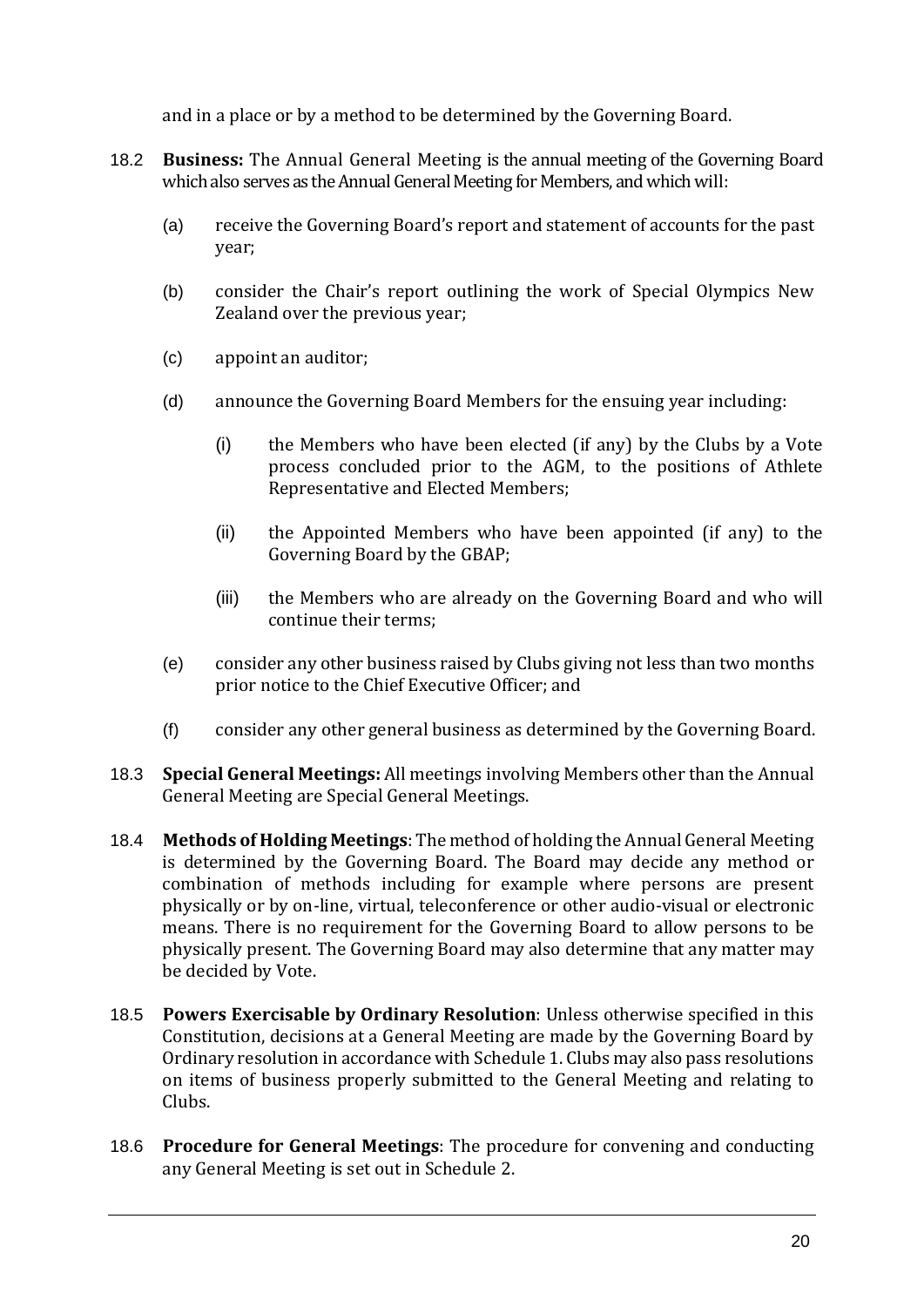and in a place or by a method to be determined by the Governing Board.

18.2 **Business:** The Annual General Meeting is the annual meeting of the Governing Board which also serves as the Annual General Meeting for Members, and which will:

(a) receive the Governing Board's report and statement of accounts for the past year;

(b) consider the Chair's report outlining the work of Special Olympics New Zealand over the previous year;

(c) appoint an auditor;

(d) announce the Governing Board Members for the ensuing year including:

(i) the Members who have been elected (if any) by the Clubs by a Vote process concluded prior to the AGM, to the positions of Athlete Representative and Elected Members;

(ii) the Appointed Members who have been appointed (if any) to the Governing Board by the GBAP;

(iii) the Members who are already on the Governing Board and who will continue their terms;

(e) consider any other business raised by Clubs giving not less than two months prior notice to the Chief Executive Officer; and

(f) consider any other general business as determined by the Governing Board.

18.3 **Special General Meetings:** All meetings involving Members other than the Annual General Meeting are Special General Meetings.

18.4 **Methods of Holding Meetings**: The method of holding the Annual General Meeting is determined by the Governing Board. The Board may decide any method or combination of methods including for example where persons are present physically or by on-line, virtual, teleconference or other audio-visual or electronic means. There is no requirement for the Governing Board to allow persons to be physically present. The Governing Board may also determine that any matter may be decided by Vote.

18.5 **Powers Exercisable by Ordinary Resolution**: Unless otherwise specified in this Constitution, decisions at a General Meeting are made by the Governing Board by Ordinary resolution in accordance with Schedule 1. Clubs may also pass resolutions on items of business properly submitted to the General Meeting and relating to Clubs.

18.6 **Procedure for General Meetings**: The procedure for convening and conducting any General Meeting is set out in Schedule 2.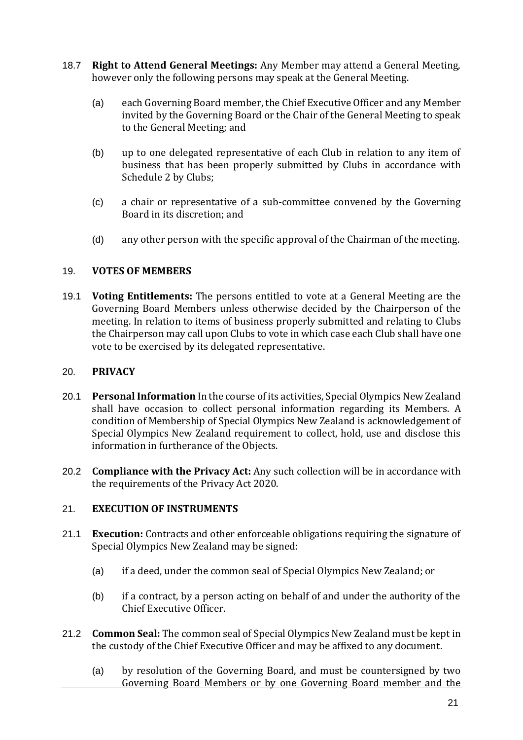18.7 **Right to Attend General Meetings:** Any Member may attend a General Meeting, however only the following persons may speak at the General Meeting.

(a) each Governing Board member, the Chief Executive Officer and any Member invited by the Governing Board or the Chair of the General Meeting to speak to the General Meeting; and

(b) up to one delegated representative of each Club in relation to any item of business that has been properly submitted by Clubs in accordance with Schedule 2 by Clubs;

(c) a chair or representative of a sub-committee convened by the Governing Board in its discretion; and

(d) any other person with the specific approval of the Chairman of the meeting.

## 19. VOTES OF MEMBERS

19.1 **Voting Entitlements:** The persons entitled to vote at a General Meeting are the Governing Board Members unless otherwise decided by the Chairperson of the meeting. In relation to items of business properly submitted and relating to Clubs the Chairperson may call upon Clubs to vote in which case each Club shall have one vote to be exercised by its delegated representative.

## 20. PRIVACY

20.1 **Personal Information** In the course of its activities, Special Olympics New Zealand shall have occasion to collect personal information regarding its Members. A condition of Membership of Special Olympics New Zealand is acknowledgement of Special Olympics New Zealand requirement to collect, hold, use and disclose this information in furtherance of the Objects.

20.2 **Compliance with the Privacy Act:** Any such collection will be in accordance with the requirements of the Privacy Act 2020.

## 21. EXECUTION OF INSTRUMENTS

21.1 **Execution:** Contracts and other enforceable obligations requiring the signature of Special Olympics New Zealand may be signed:

(a) if a deed, under the common seal of Special Olympics New Zealand; or

(b) if a contract, by a person acting on behalf of and under the authority of the Chief Executive Officer.

21.2 **Common Seal:** The common seal of Special Olympics New Zealand must be kept in the custody of the Chief Executive Officer and may be affixed to any document.

(a) by resolution of the Governing Board, and must be countersigned by two Governing Board Members or by one Governing Board member and the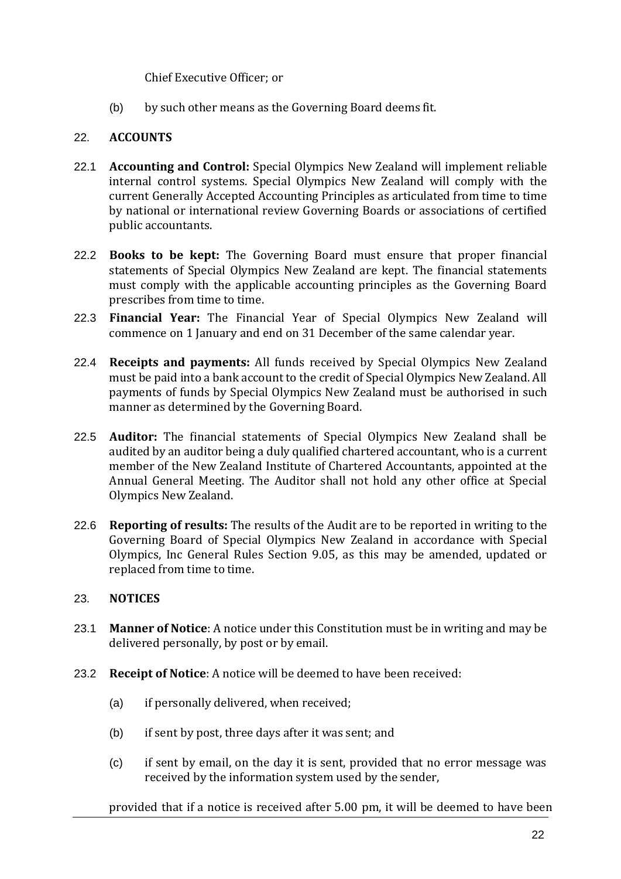Chief Executive Officer; or

(b) by such other means as the Governing Board deems fit.

## 22. ACCOUNTS

22.1 **Accounting and Control:** Special Olympics New Zealand will implement reliable internal control systems. Special Olympics New Zealand will comply with the current Generally Accepted Accounting Principles as articulated from time to time by national or international review Governing Boards or associations of certified public accountants.

22.2 **Books to be kept:** The Governing Board must ensure that proper financial statements of Special Olympics New Zealand are kept. The financial statements must comply with the applicable accounting principles as the Governing Board prescribes from time to time.

22.3 **Financial Year:** The Financial Year of Special Olympics New Zealand will commence on 1 January and end on 31 December of the same calendar year.

22.4 **Receipts and payments:** All funds received by Special Olympics New Zealand must be paid into a bank account to the credit of Special Olympics New Zealand. All payments of funds by Special Olympics New Zealand must be authorised in such manner as determined by the Governing Board.

22.5 **Auditor:** The financial statements of Special Olympics New Zealand shall be audited by an auditor being a duly qualified chartered accountant, who is a current member of the New Zealand Institute of Chartered Accountants, appointed at the Annual General Meeting. The Auditor shall not hold any other office at Special Olympics New Zealand.

22.6 **Reporting of results:** The results of the Audit are to be reported in writing to the Governing Board of Special Olympics New Zealand in accordance with Special Olympics, Inc General Rules Section 9.05, as this may be amended, updated or replaced from time to time.

## 23. NOTICES

23.1 **Manner of Notice**: A notice under this Constitution must be in writing and may be delivered personally, by post or by email.

23.2 **Receipt of Notice**: A notice will be deemed to have been received:

(a) if personally delivered, when received;

(b) if sent by post, three days after it was sent; and

(c) if sent by email, on the day it is sent, provided that no error message was received by the information system used by the sender,

provided that if a notice is received after 5.00 pm, it will be deemed to have been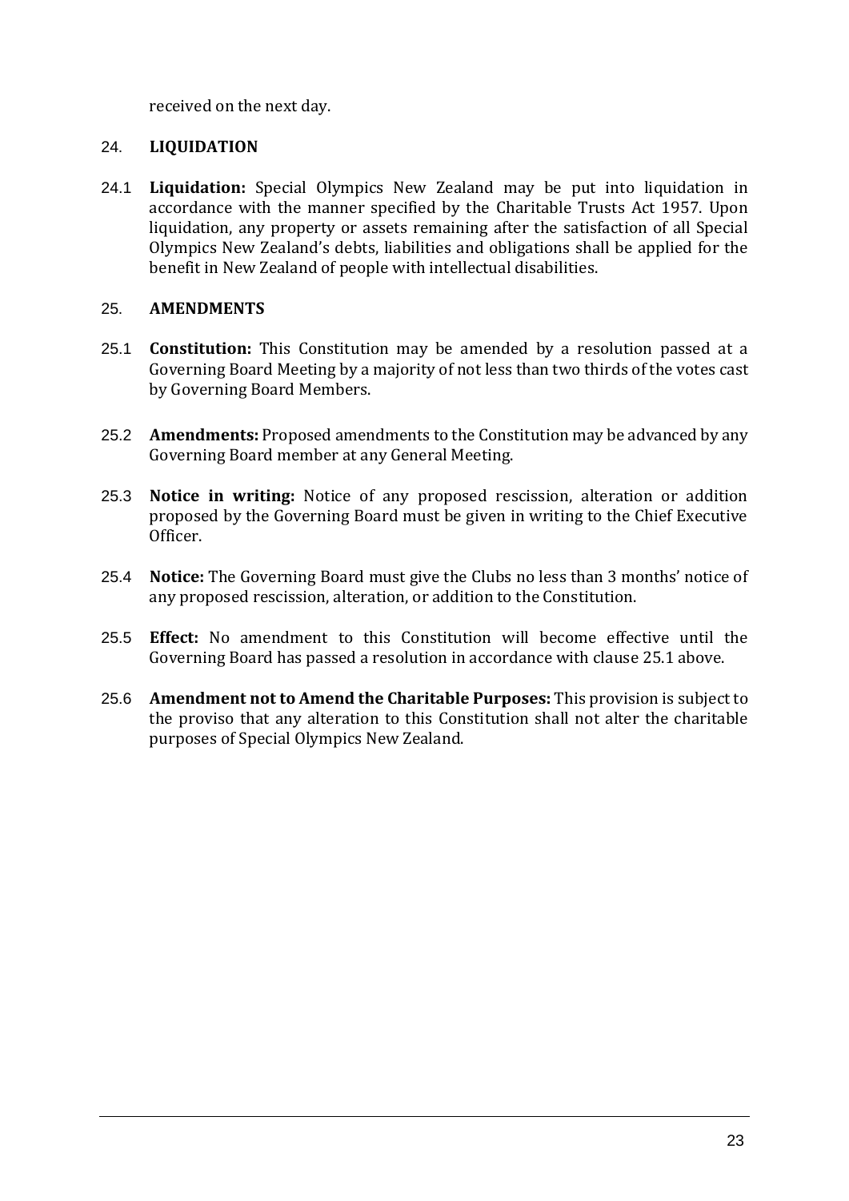received on the next day.

## 24. LIQUIDATION

24.1 **Liquidation:** Special Olympics New Zealand may be put into liquidation in accordance with the manner specified by the Charitable Trusts Act 1957. Upon liquidation, any property or assets remaining after the satisfaction of all Special Olympics New Zealand's debts, liabilities and obligations shall be applied for the benefit in New Zealand of people with intellectual disabilities.

## 25. AMENDMENTS

25.1 **Constitution:** This Constitution may be amended by a resolution passed at a Governing Board Meeting by a majority of not less than two thirds of the votes cast by Governing Board Members.

25.2 **Amendments:** Proposed amendments to the Constitution may be advanced by any Governing Board member at any General Meeting.

25.3 **Notice in writing:** Notice of any proposed rescission, alteration or addition proposed by the Governing Board must be given in writing to the Chief Executive Officer.

25.4 **Notice:** The Governing Board must give the Clubs no less than 3 months' notice of any proposed rescission, alteration, or addition to the Constitution.

25.5 **Effect:** No amendment to this Constitution will become effective until the Governing Board has passed a resolution in accordance with clause 25.1 above.

25.6 **Amendment not to Amend the Charitable Purposes:** This provision is subject to the proviso that any alteration to this Constitution shall not alter the charitable purposes of Special Olympics New Zealand.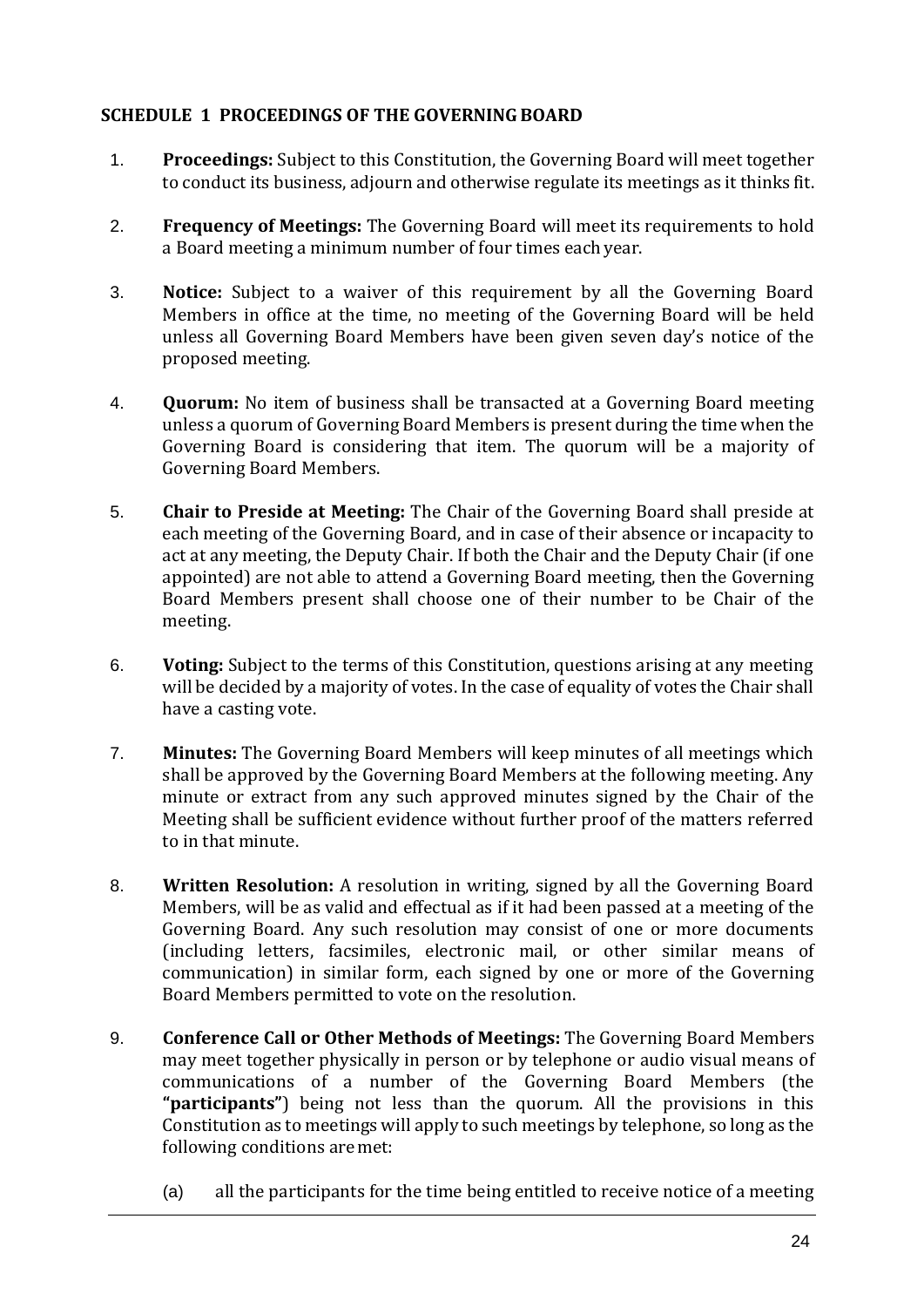## SCHEDULE 1 PROCEEDINGS OF THE GOVERNING BOARD

1. **Proceedings:** Subject to this Constitution, the Governing Board will meet together to conduct its business, adjourn and otherwise regulate its meetings as it thinks fit.

2. **Frequency of Meetings:** The Governing Board will meet its requirements to hold a Board meeting a minimum number of four times each year.

3. **Notice:** Subject to a waiver of this requirement by all the Governing Board Members in office at the time, no meeting of the Governing Board will be held unless all Governing Board Members have been given seven day's notice of the proposed meeting.

4. **Quorum:** No item of business shall be transacted at a Governing Board meeting unless a quorum of Governing Board Members is present during the time when the Governing Board is considering that item. The quorum will be a majority of Governing Board Members.

5. **Chair to Preside at Meeting:** The Chair of the Governing Board shall preside at each meeting of the Governing Board, and in case of their absence or incapacity to act at any meeting, the Deputy Chair. If both the Chair and the Deputy Chair (if one appointed) are not able to attend a Governing Board meeting, then the Governing Board Members present shall choose one of their number to be Chair of the meeting.

6. **Voting:** Subject to the terms of this Constitution, questions arising at any meeting will be decided by a majority of votes. In the case of equality of votes the Chair shall have a casting vote.

7. **Minutes:** The Governing Board Members will keep minutes of all meetings which shall be approved by the Governing Board Members at the following meeting. Any minute or extract from any such approved minutes signed by the Chair of the Meeting shall be sufficient evidence without further proof of the matters referred to in that minute.

8. **Written Resolution:** A resolution in writing, signed by all the Governing Board Members, will be as valid and effectual as if it had been passed at a meeting of the Governing Board. Any such resolution may consist of one or more documents (including letters, facsimiles, electronic mail, or other similar means of communication) in similar form, each signed by one or more of the Governing Board Members permitted to vote on the resolution.

9. **Conference Call or Other Methods of Meetings:** The Governing Board Members may meet together physically in person or by telephone or audio visual means of communications of a number of the Governing Board Members (the **"participants"**) being not less than the quorum. All the provisions in this Constitution as to meetings will apply to such meetings by telephone, so long as the following conditions are met:

   (a) all the participants for the time being entitled to receive notice of a meeting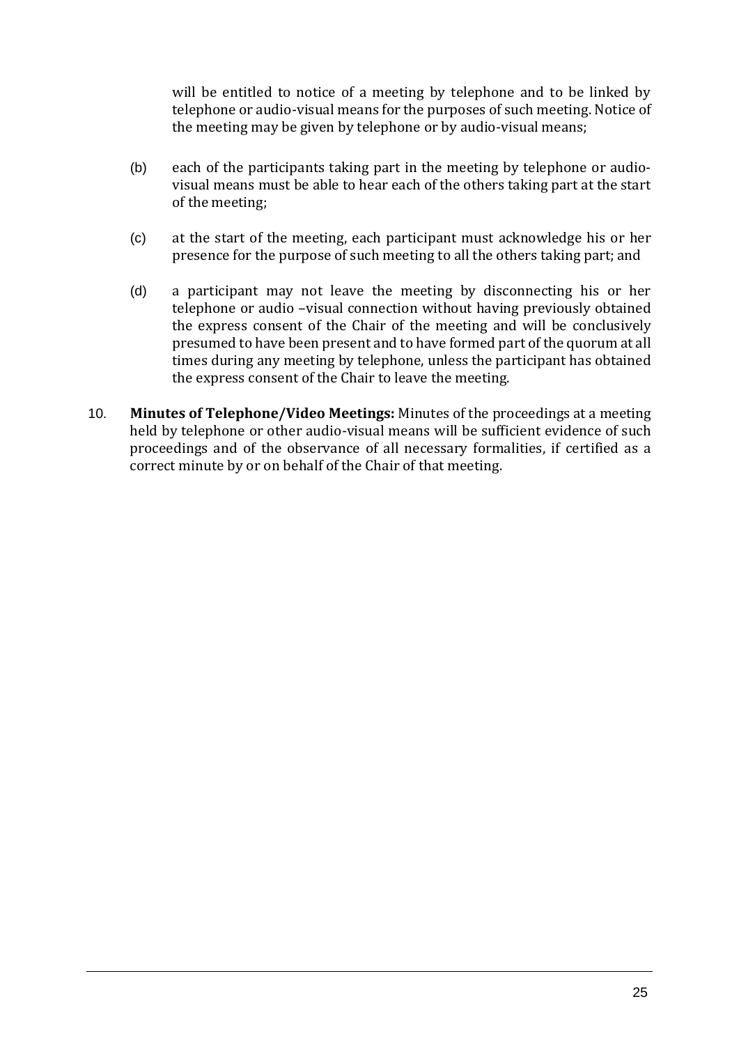will be entitled to notice of a meeting by telephone and to be linked by telephone or audio-visual means for the purposes of such meeting. Notice of the meeting may be given by telephone or by audio-visual means;

(b) each of the participants taking part in the meeting by telephone or audio-visual means must be able to hear each of the others taking part at the start of the meeting;

(c) at the start of the meeting, each participant must acknowledge his or her presence for the purpose of such meeting to all the others taking part; and

(d) a participant may not leave the meeting by disconnecting his or her telephone or audio –visual connection without having previously obtained the express consent of the Chair of the meeting and will be conclusively presumed to have been present and to have formed part of the quorum at all times during any meeting by telephone, unless the participant has obtained the express consent of the Chair to leave the meeting.

10. **Minutes of Telephone/Video Meetings:** Minutes of the proceedings at a meeting held by telephone or other audio-visual means will be sufficient evidence of such proceedings and of the observance of all necessary formalities, if certified as a correct minute by or on behalf of the Chair of that meeting.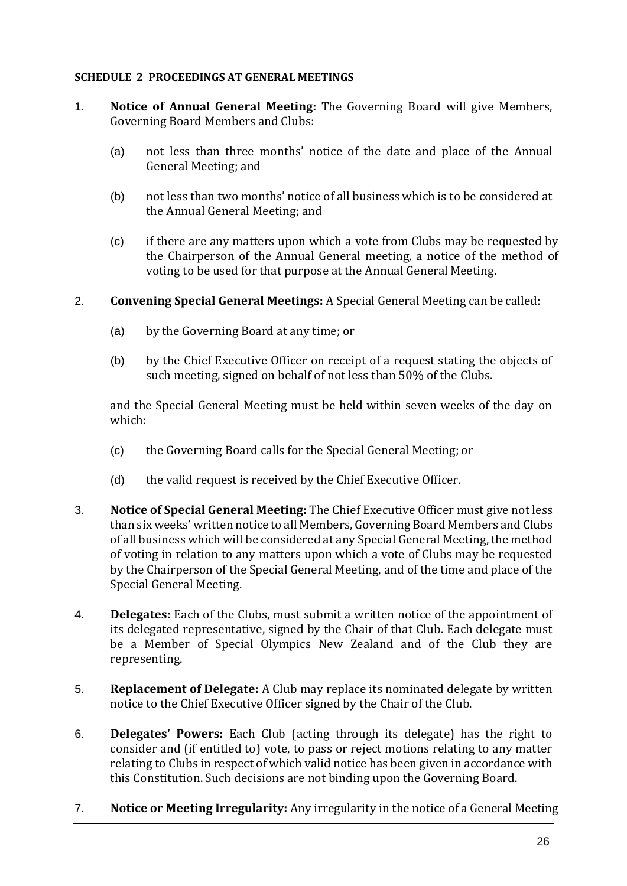**SCHEDULE 2 PROCEEDINGS AT GENERAL MEETINGS**

1. **Notice of Annual General Meeting:** The Governing Board will give Members, Governing Board Members and Clubs:

   (a) not less than three months' notice of the date and place of the Annual General Meeting; and

   (b) not less than two months' notice of all business which is to be considered at the Annual General Meeting; and

   (c) if there are any matters upon which a vote from Clubs may be requested by the Chairperson of the Annual General meeting, a notice of the method of voting to be used for that purpose at the Annual General Meeting.

2. **Convening Special General Meetings:** A Special General Meeting can be called:

   (a) by the Governing Board at any time; or

   (b) by the Chief Executive Officer on receipt of a request stating the objects of such meeting, signed on behalf of not less than 50% of the Clubs.

   and the Special General Meeting must be held within seven weeks of the day on which:

   (c) the Governing Board calls for the Special General Meeting; or

   (d) the valid request is received by the Chief Executive Officer.

3. **Notice of Special General Meeting:** The Chief Executive Officer must give not less than six weeks' written notice to all Members, Governing Board Members and Clubs of all business which will be considered at any Special General Meeting, the method of voting in relation to any matters upon which a vote of Clubs may be requested by the Chairperson of the Special General Meeting, and of the time and place of the Special General Meeting.

4. **Delegates:** Each of the Clubs, must submit a written notice of the appointment of its delegated representative, signed by the Chair of that Club. Each delegate must be a Member of Special Olympics New Zealand and of the Club they are representing.

5. **Replacement of Delegate:** A Club may replace its nominated delegate by written notice to the Chief Executive Officer signed by the Chair of the Club.

6. **Delegates' Powers:** Each Club (acting through its delegate) has the right to consider and (if entitled to) vote, to pass or reject motions relating to any matter relating to Clubs in respect of which valid notice has been given in accordance with this Constitution. Such decisions are not binding upon the Governing Board.

7. **Notice or Meeting Irregularity:** Any irregularity in the notice of a General Meeting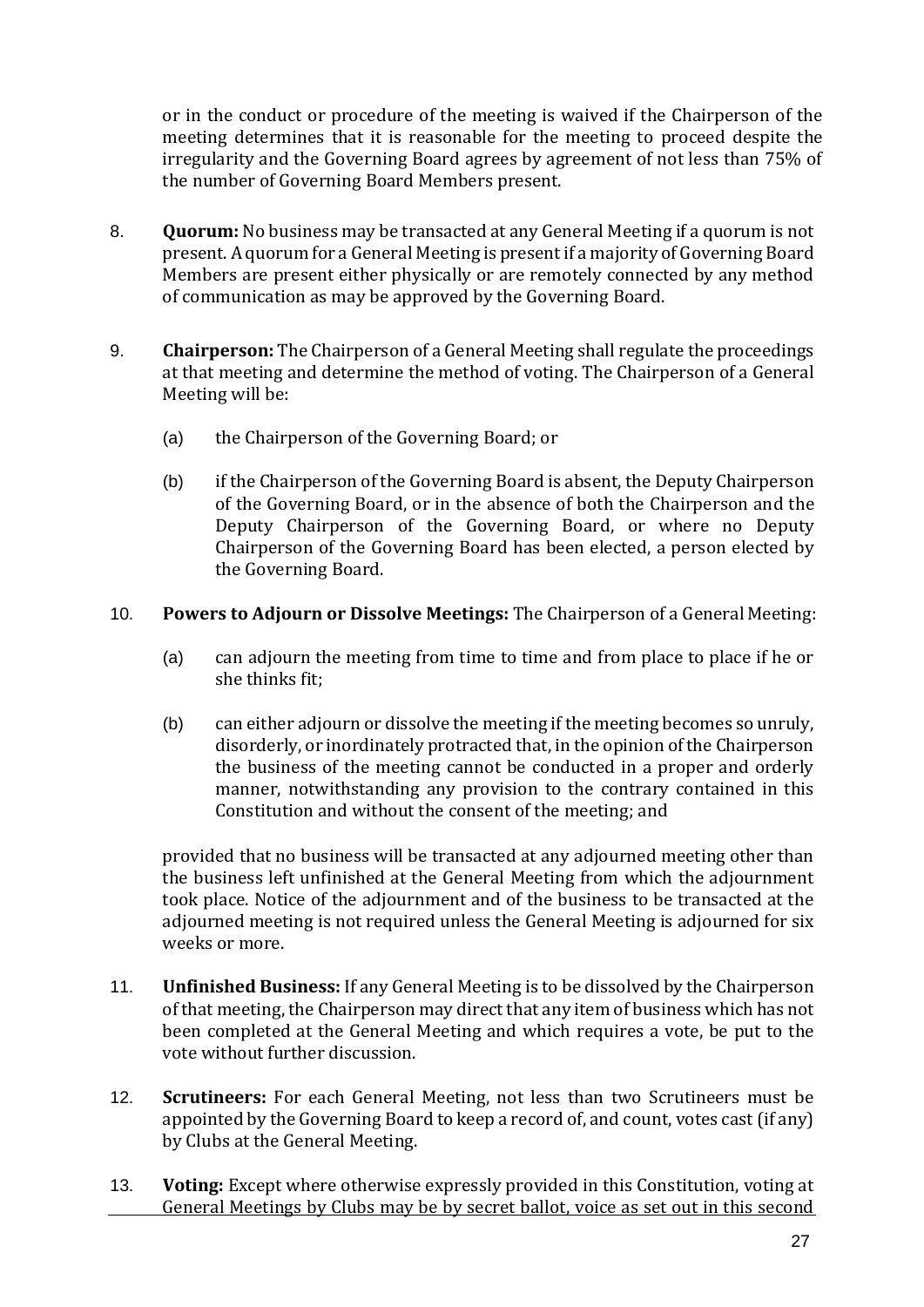or in the conduct or procedure of the meeting is waived if the Chairperson of the meeting determines that it is reasonable for the meeting to proceed despite the irregularity and the Governing Board agrees by agreement of not less than 75% of the number of Governing Board Members present.

8. **Quorum:** No business may be transacted at any General Meeting if a quorum is not present. A quorum for a General Meeting is present if a majority of Governing Board Members are present either physically or are remotely connected by any method of communication as may be approved by the Governing Board.

9. **Chairperson:** The Chairperson of a General Meeting shall regulate the proceedings at that meeting and determine the method of voting. The Chairperson of a General Meeting will be:

   (a) the Chairperson of the Governing Board; or

   (b) if the Chairperson of the Governing Board is absent, the Deputy Chairperson of the Governing Board, or in the absence of both the Chairperson and the Deputy Chairperson of the Governing Board, or where no Deputy Chairperson of the Governing Board has been elected, a person elected by the Governing Board.

10. **Powers to Adjourn or Dissolve Meetings:** The Chairperson of a General Meeting:

   (a) can adjourn the meeting from time to time and from place to place if he or she thinks fit;

   (b) can either adjourn or dissolve the meeting if the meeting becomes so unruly, disorderly, or inordinately protracted that, in the opinion of the Chairperson the business of the meeting cannot be conducted in a proper and orderly manner, notwithstanding any provision to the contrary contained in this Constitution and without the consent of the meeting; and

   provided that no business will be transacted at any adjourned meeting other than the business left unfinished at the General Meeting from which the adjournment took place. Notice of the adjournment and of the business to be transacted at the adjourned meeting is not required unless the General Meeting is adjourned for six weeks or more.

11. **Unfinished Business:** If any General Meeting is to be dissolved by the Chairperson of that meeting, the Chairperson may direct that any item of business which has not been completed at the General Meeting and which requires a vote, be put to the vote without further discussion.

12. **Scrutineers:** For each General Meeting, not less than two Scrutineers must be appointed by the Governing Board to keep a record of, and count, votes cast (if any) by Clubs at the General Meeting.

13. **Voting:** Except where otherwise expressly provided in this Constitution, voting at General Meetings by Clubs may be by secret ballot, voice as set out in this second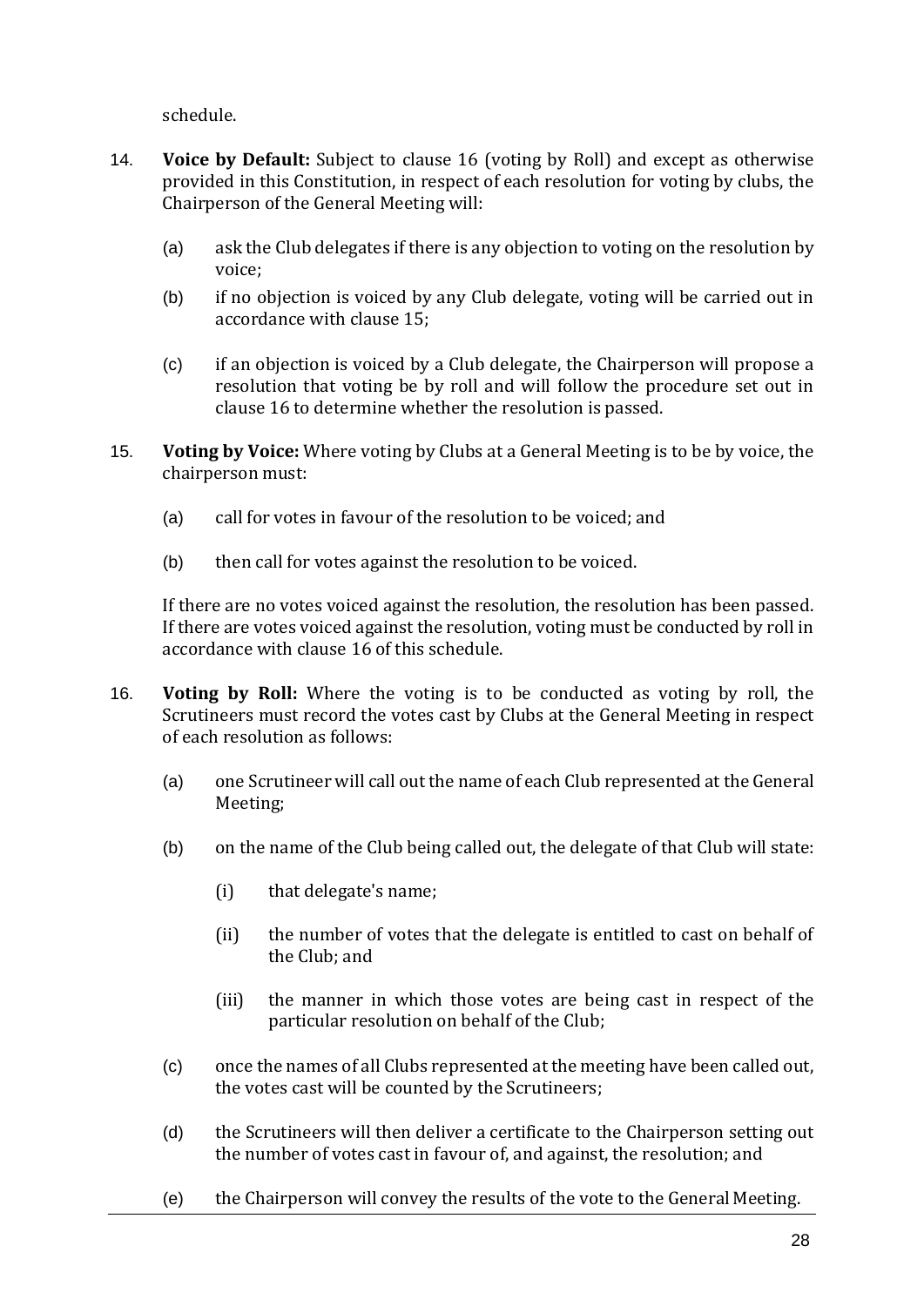schedule.

14. **Voice by Default:** Subject to clause 16 (voting by Roll) and except as otherwise provided in this Constitution, in respect of each resolution for voting by clubs, the Chairperson of the General Meeting will:

    (a) ask the Club delegates if there is any objection to voting on the resolution by voice;

    (b) if no objection is voiced by any Club delegate, voting will be carried out in accordance with clause 15;

    (c) if an objection is voiced by a Club delegate, the Chairperson will propose a resolution that voting be by roll and will follow the procedure set out in clause 16 to determine whether the resolution is passed.

15. **Voting by Voice:** Where voting by Clubs at a General Meeting is to be by voice, the chairperson must:

    (a) call for votes in favour of the resolution to be voiced; and

    (b) then call for votes against the resolution to be voiced.

    If there are no votes voiced against the resolution, the resolution has been passed. If there are votes voiced against the resolution, voting must be conducted by roll in accordance with clause 16 of this schedule.

16. **Voting by Roll:** Where the voting is to be conducted as voting by roll, the Scrutineers must record the votes cast by Clubs at the General Meeting in respect of each resolution as follows:

    (a) one Scrutineer will call out the name of each Club represented at the General Meeting;

    (b) on the name of the Club being called out, the delegate of that Club will state:

        (i) that delegate's name;

        (ii) the number of votes that the delegate is entitled to cast on behalf of the Club; and

        (iii) the manner in which those votes are being cast in respect of the particular resolution on behalf of the Club;

    (c) once the names of all Clubs represented at the meeting have been called out, the votes cast will be counted by the Scrutineers;

    (d) the Scrutineers will then deliver a certificate to the Chairperson setting out the number of votes cast in favour of, and against, the resolution; and

    (e) the Chairperson will convey the results of the vote to the General Meeting.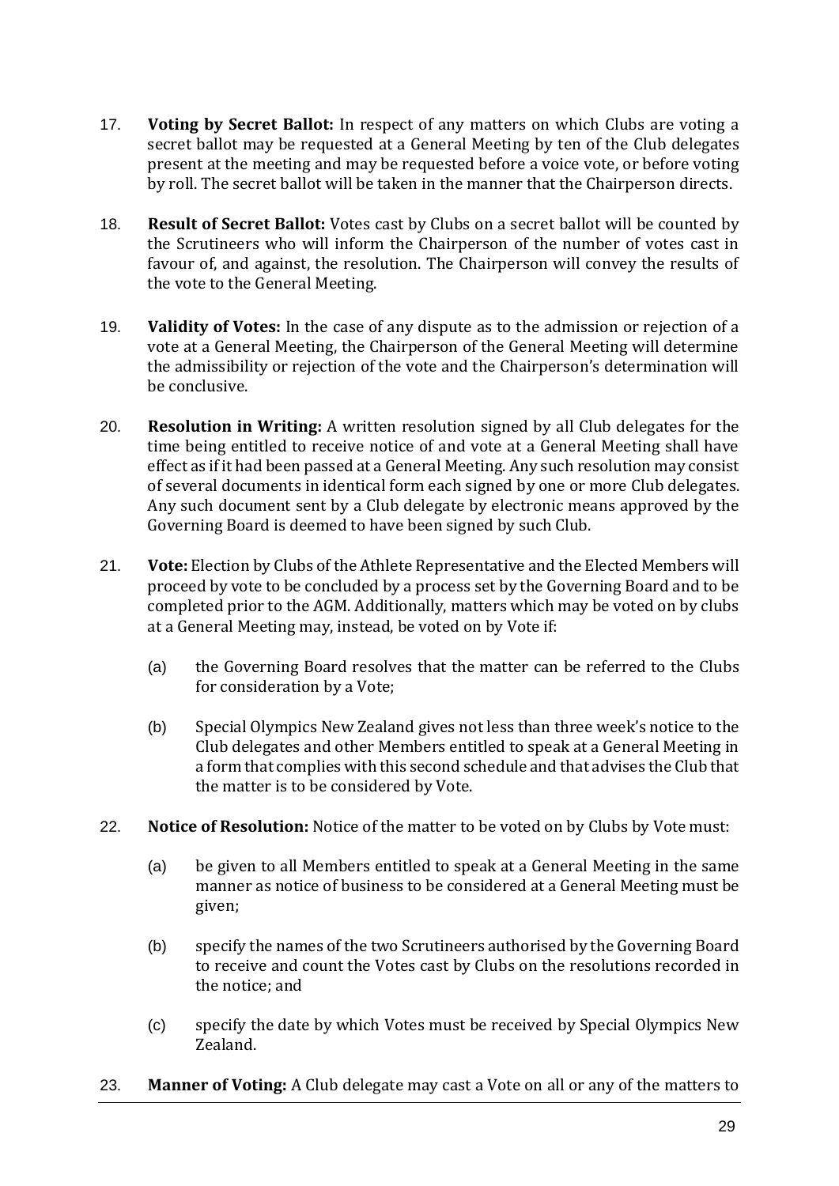17. **Voting by Secret Ballot:** In respect of any matters on which Clubs are voting a secret ballot may be requested at a General Meeting by ten of the Club delegates present at the meeting and may be requested before a voice vote, or before voting by roll. The secret ballot will be taken in the manner that the Chairperson directs.

18. **Result of Secret Ballot:** Votes cast by Clubs on a secret ballot will be counted by the Scrutineers who will inform the Chairperson of the number of votes cast in favour of, and against, the resolution. The Chairperson will convey the results of the vote to the General Meeting.

19. **Validity of Votes:** In the case of any dispute as to the admission or rejection of a vote at a General Meeting, the Chairperson of the General Meeting will determine the admissibility or rejection of the vote and the Chairperson's determination will be conclusive.

20. **Resolution in Writing:** A written resolution signed by all Club delegates for the time being entitled to receive notice of and vote at a General Meeting shall have effect as if it had been passed at a General Meeting. Any such resolution may consist of several documents in identical form each signed by one or more Club delegates. Any such document sent by a Club delegate by electronic means approved by the Governing Board is deemed to have been signed by such Club.

21. **Vote:** Election by Clubs of the Athlete Representative and the Elected Members will proceed by vote to be concluded by a process set by the Governing Board and to be completed prior to the AGM. Additionally, matters which may be voted on by clubs at a General Meeting may, instead, be voted on by Vote if:

    (a) the Governing Board resolves that the matter can be referred to the Clubs for consideration by a Vote;

    (b) Special Olympics New Zealand gives not less than three week's notice to the Club delegates and other Members entitled to speak at a General Meeting in a form that complies with this second schedule and that advises the Club that the matter is to be considered by Vote.

22. **Notice of Resolution:** Notice of the matter to be voted on by Clubs by Vote must:

    (a) be given to all Members entitled to speak at a General Meeting in the same manner as notice of business to be considered at a General Meeting must be given;

    (b) specify the names of the two Scrutineers authorised by the Governing Board to receive and count the Votes cast by Clubs on the resolutions recorded in the notice; and

    (c) specify the date by which Votes must be received by Special Olympics New Zealand.

23. **Manner of Voting:** A Club delegate may cast a Vote on all or any of the matters to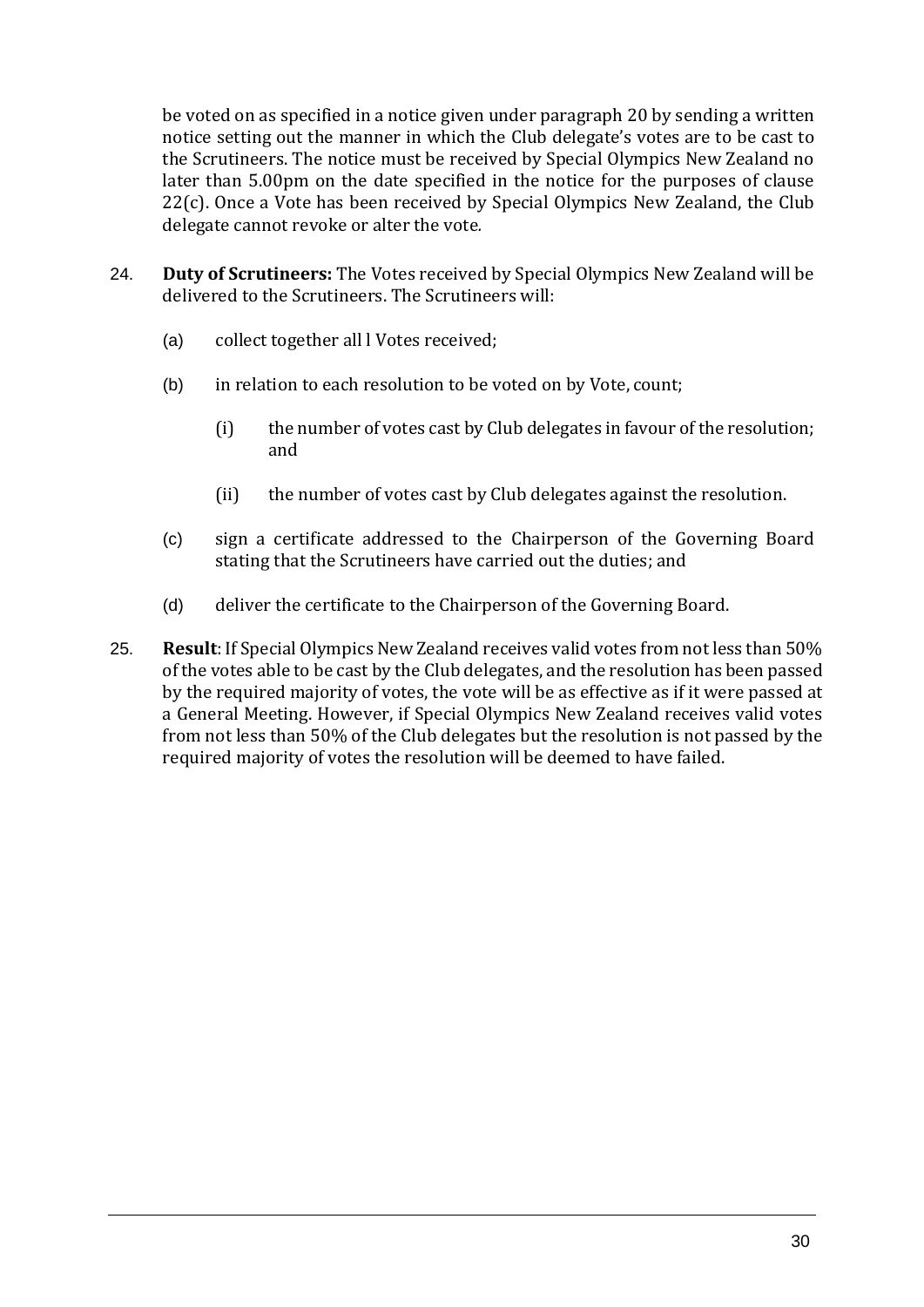be voted on as specified in a notice given under paragraph 20 by sending a written notice setting out the manner in which the Club delegate's votes are to be cast to the Scrutineers. The notice must be received by Special Olympics New Zealand no later than 5.00pm on the date specified in the notice for the purposes of clause 22(c). Once a Vote has been received by Special Olympics New Zealand, the Club delegate cannot revoke or alter the vote.

24. **Duty of Scrutineers:** The Votes received by Special Olympics New Zealand will be delivered to the Scrutineers. The Scrutineers will:

    (a) collect together all l Votes received;

    (b) in relation to each resolution to be voted on by Vote, count;

        (i) the number of votes cast by Club delegates in favour of the resolution; and

        (ii) the number of votes cast by Club delegates against the resolution.

    (c) sign a certificate addressed to the Chairperson of the Governing Board stating that the Scrutineers have carried out the duties; and

    (d) deliver the certificate to the Chairperson of the Governing Board.

25. **Result**: If Special Olympics New Zealand receives valid votes from not less than 50% of the votes able to be cast by the Club delegates, and the resolution has been passed by the required majority of votes, the vote will be as effective as if it were passed at a General Meeting. However, if Special Olympics New Zealand receives valid votes from not less than 50% of the Club delegates but the resolution is not passed by the required majority of votes the resolution will be deemed to have failed.